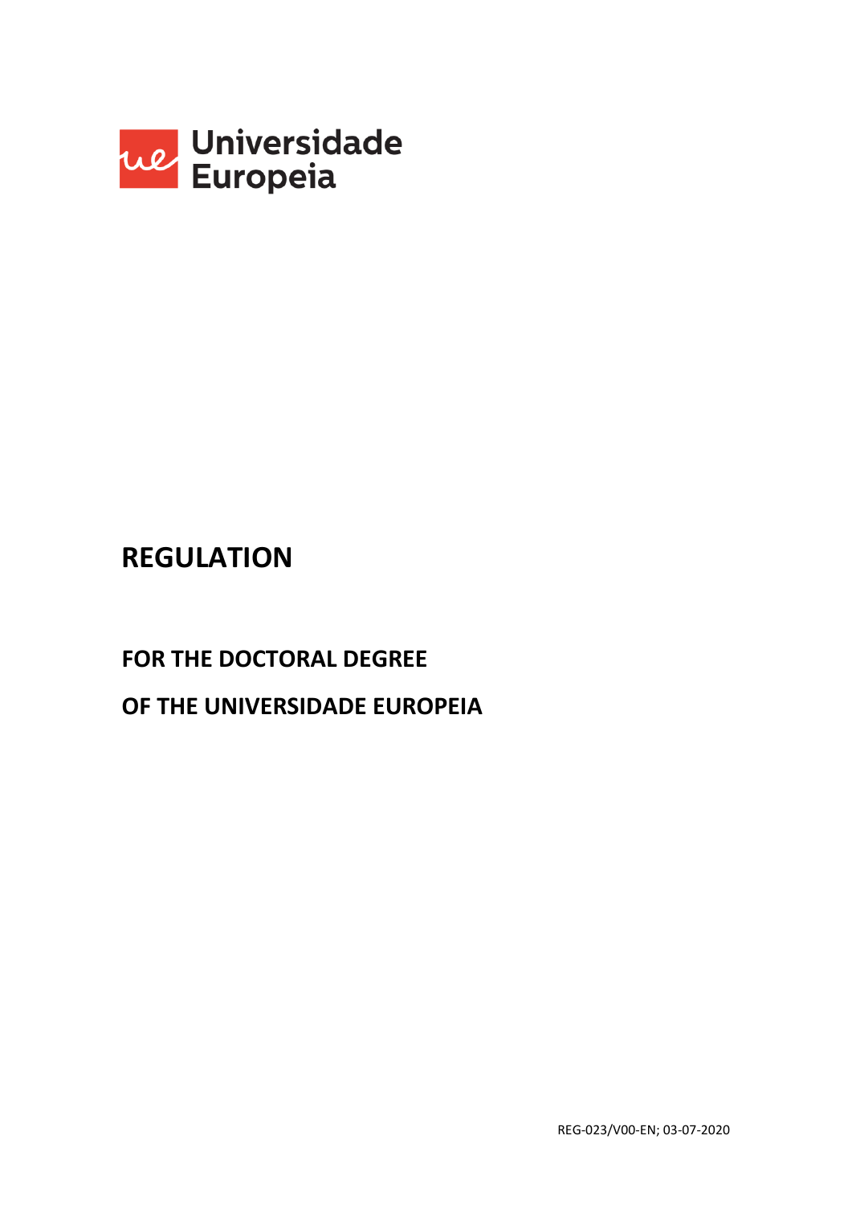Universidade Europeia

# REGULATION

## FOR THE DOCTORAL DEGREE

## OF THE UNIVERSIDADE EUROPEIA

REG-023/V00-EN; 03-07-2020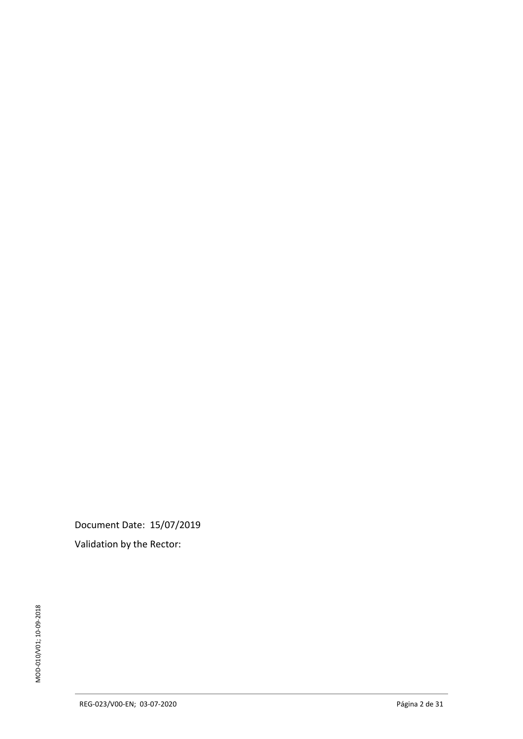Document Date: 15/07/2019

Validation by the Rector: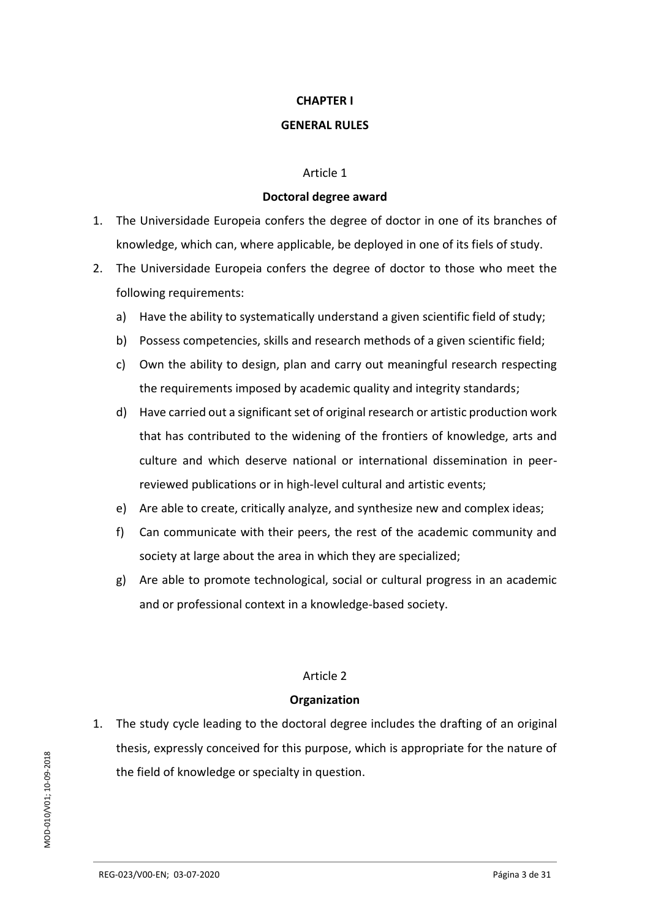# CHAPTER I

# GENERAL RULES

## Article 1

### Doctoral degree award

1. The Universidade Europeia confers the degree of doctor in one of its branches of knowledge, which can, where applicable, be deployed in one of its fiels of study.
2. The Universidade Europeia confers the degree of doctor to those who meet the following requirements:
    a) Have the ability to systematically understand a given scientific field of study;
    b) Possess competencies, skills and research methods of a given scientific field;
    c) Own the ability to design, plan and carry out meaningful research respecting the requirements imposed by academic quality and integrity standards;
    d) Have carried out a significant set of original research or artistic production work that has contributed to the widening of the frontiers of knowledge, arts and culture and which deserve national or international dissemination in peer-reviewed publications or in high-level cultural and artistic events;
    e) Are able to create, critically analyze, and synthesize new and complex ideas;
    f) Can communicate with their peers, the rest of the academic community and society at large about the area in which they are specialized;
    g) Are able to promote technological, social or cultural progress in an academic and or professional context in a knowledge-based society.

## Article 2

### Organization

1. The study cycle leading to the doctoral degree includes the drafting of an original thesis, expressly conceived for this purpose, which is appropriate for the nature of the field of knowledge or specialty in question.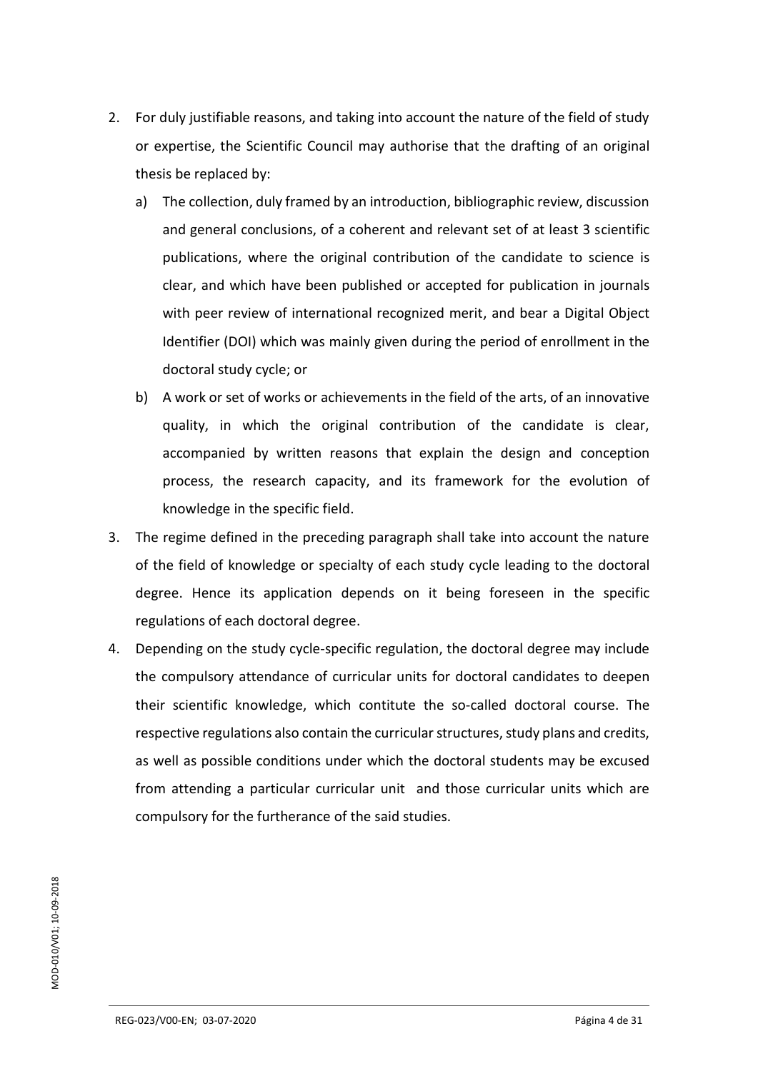2. For duly justifiable reasons, and taking into account the nature of the field of study or expertise, the Scientific Council may authorise that the drafting of an original thesis be replaced by:

   a) The collection, duly framed by an introduction, bibliographic review, discussion and general conclusions, of a coherent and relevant set of at least 3 scientific publications, where the original contribution of the candidate to science is clear, and which have been published or accepted for publication in journals with peer review of international recognized merit, and bear a Digital Object Identifier (DOI) which was mainly given during the period of enrollment in the doctoral study cycle; or

   b) A work or set of works or achievements in the field of the arts, of an innovative quality, in which the original contribution of the candidate is clear, accompanied by written reasons that explain the design and conception process, the research capacity, and its framework for the evolution of knowledge in the specific field.

3. The regime defined in the preceding paragraph shall take into account the nature of the field of knowledge or specialty of each study cycle leading to the doctoral degree. Hence its application depends on it being foreseen in the specific regulations of each doctoral degree.

4. Depending on the study cycle-specific regulation, the doctoral degree may include the compulsory attendance of curricular units for doctoral candidates to deepen their scientific knowledge, which contitute the so-called doctoral course. The respective regulations also contain the curricular structures, study plans and credits, as well as possible conditions under which the doctoral students may be excused from attending a particular curricular unit and those curricular units which are compulsory for the furtherance of the said studies.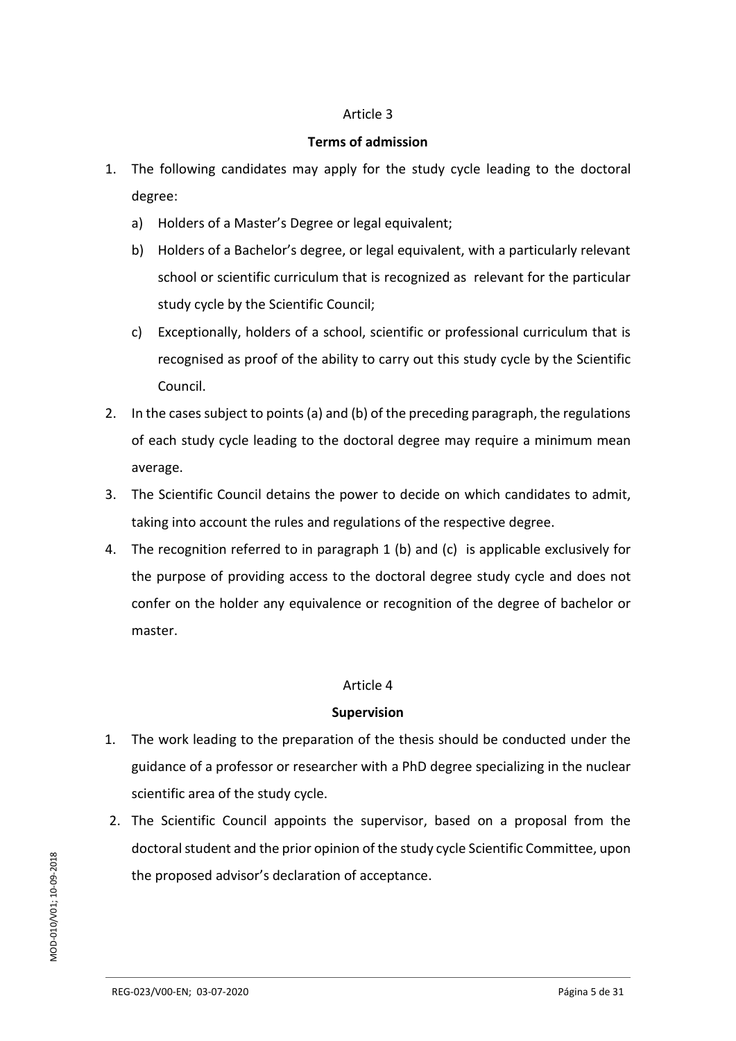## Article 3

**Terms of admission**

1. The following candidates may apply for the study cycle leading to the doctoral degree:
   a) Holders of a Master's Degree or legal equivalent;
   b) Holders of a Bachelor's degree, or legal equivalent, with a particularly relevant school or scientific curriculum that is recognized as relevant for the particular study cycle by the Scientific Council;
   c) Exceptionally, holders of a school, scientific or professional curriculum that is recognised as proof of the ability to carry out this study cycle by the Scientific Council.
2. In the cases subject to points (a) and (b) of the preceding paragraph, the regulations of each study cycle leading to the doctoral degree may require a minimum mean average.
3. The Scientific Council detains the power to decide on which candidates to admit, taking into account the rules and regulations of the respective degree.
4. The recognition referred to in paragraph 1 (b) and (c) is applicable exclusively for the purpose of providing access to the doctoral degree study cycle and does not confer on the holder any equivalence or recognition of the degree of bachelor or master.

## Article 4

**Supervision**

1. The work leading to the preparation of the thesis should be conducted under the guidance of a professor or researcher with a PhD degree specializing in the nuclear scientific area of the study cycle.
2. The Scientific Council appoints the supervisor, based on a proposal from the doctoral student and the prior opinion of the study cycle Scientific Committee, upon the proposed advisor's declaration of acceptance.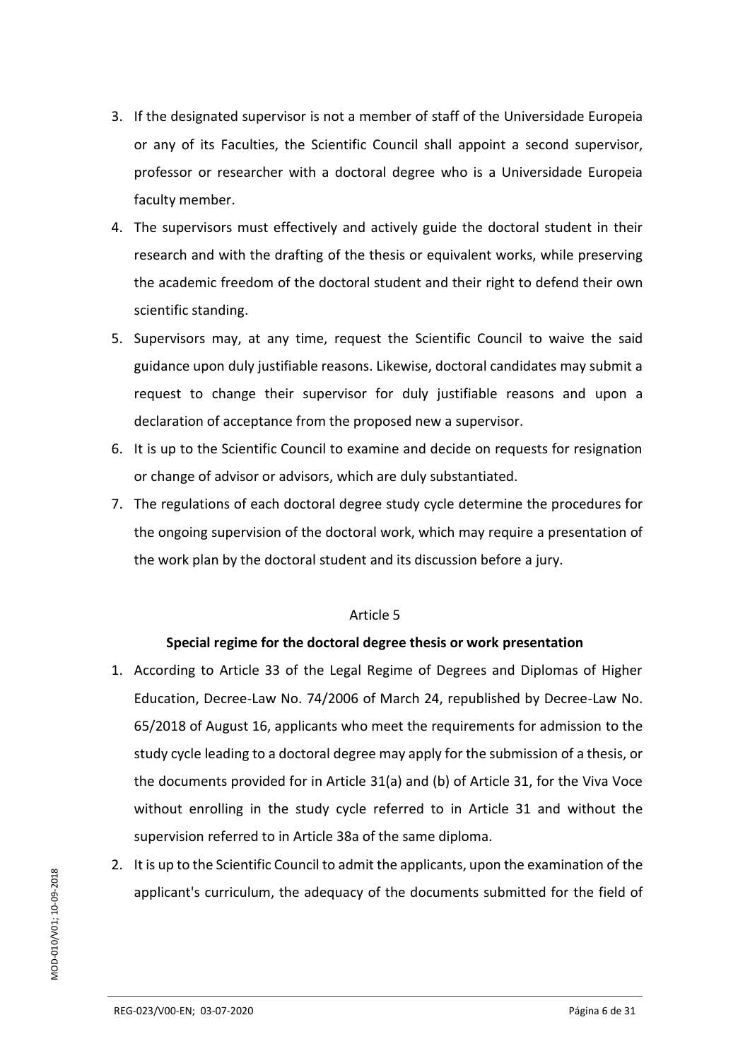3. If the designated supervisor is not a member of staff of the Universidade Europeia or any of its Faculties, the Scientific Council shall appoint a second supervisor, professor or researcher with a doctoral degree who is a Universidade Europeia faculty member.
4. The supervisors must effectively and actively guide the doctoral student in their research and with the drafting of the thesis or equivalent works, while preserving the academic freedom of the doctoral student and their right to defend their own scientific standing.
5. Supervisors may, at any time, request the Scientific Council to waive the said guidance upon duly justifiable reasons. Likewise, doctoral candidates may submit a request to change their supervisor for duly justifiable reasons and upon a declaration of acceptance from the proposed new a supervisor.
6. It is up to the Scientific Council to examine and decide on requests for resignation or change of advisor or advisors, which are duly substantiated.
7. The regulations of each doctoral degree study cycle determine the procedures for the ongoing supervision of the doctoral work, which may require a presentation of the work plan by the doctoral student and its discussion before a jury.

Article 5

**Special regime for the doctoral degree thesis or work presentation**

1. According to Article 33 of the Legal Regime of Degrees and Diplomas of Higher Education, Decree-Law No. 74/2006 of March 24, republished by Decree-Law No. 65/2018 of August 16, applicants who meet the requirements for admission to the study cycle leading to a doctoral degree may apply for the submission of a thesis, or the documents provided for in Article 31(a) and (b) of Article 31, for the Viva Voce without enrolling in the study cycle referred to in Article 31 and without the supervision referred to in Article 38a of the same diploma.
2. It is up to the Scientific Council to admit the applicants, upon the examination of the applicant's curriculum, the adequacy of the documents submitted for the field of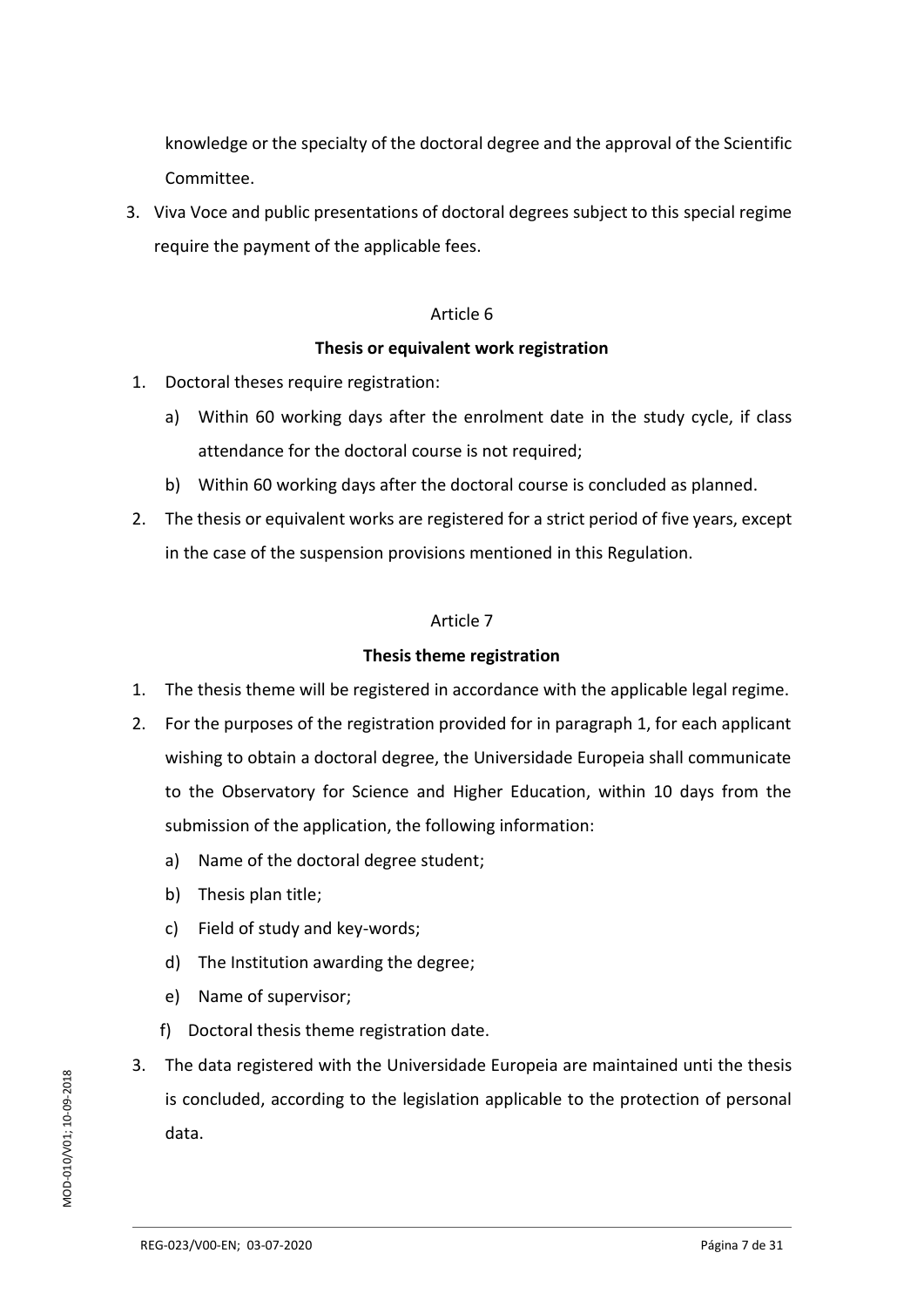knowledge or the specialty of the doctoral degree and the approval of the Scientific Committee.

3. Viva Voce and public presentations of doctoral degrees subject to this special regime require the payment of the applicable fees.

## Article 6

### Thesis or equivalent work registration

1. Doctoral theses require registration:
   a) Within 60 working days after the enrolment date in the study cycle, if class attendance for the doctoral course is not required;
   b) Within 60 working days after the doctoral course is concluded as planned.
2. The thesis or equivalent works are registered for a strict period of five years, except in the case of the suspension provisions mentioned in this Regulation.

## Article 7

### Thesis theme registration

1. The thesis theme will be registered in accordance with the applicable legal regime.
2. For the purposes of the registration provided for in paragraph 1, for each applicant wishing to obtain a doctoral degree, the Universidade Europeia shall communicate to the Observatory for Science and Higher Education, within 10 days from the submission of the application, the following information:
   a) Name of the doctoral degree student;
   b) Thesis plan title;
   c) Field of study and key-words;
   d) The Institution awarding the degree;
   e) Name of supervisor;
   f) Doctoral thesis theme registration date.
3. The data registered with the Universidade Europeia are maintained unti the thesis is concluded, according to the legislation applicable to the protection of personal data.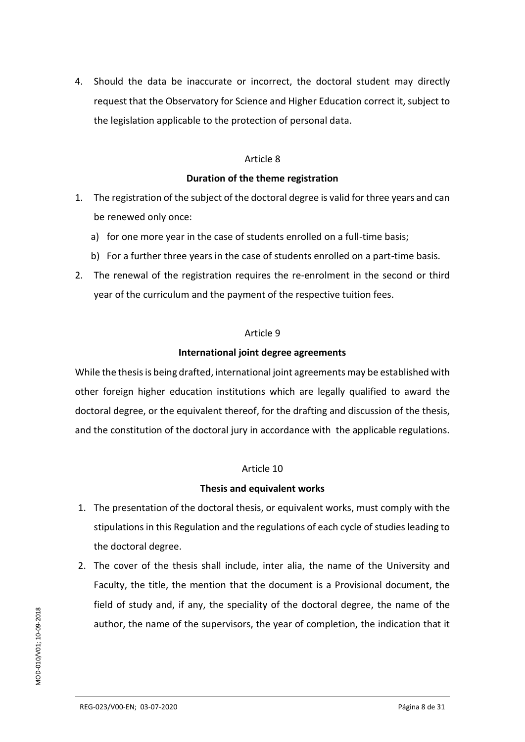4. Should the data be inaccurate or incorrect, the doctoral student may directly request that the Observatory for Science and Higher Education correct it, subject to the legislation applicable to the protection of personal data.

Article 8

**Duration of the theme registration**

1. The registration of the subject of the doctoral degree is valid for three years and can be renewed only once:
   a) for one more year in the case of students enrolled on a full-time basis;
   b) For a further three years in the case of students enrolled on a part-time basis.
2. The renewal of the registration requires the re-enrolment in the second or third year of the curriculum and the payment of the respective tuition fees.

Article 9

**International joint degree agreements**

While the thesis is being drafted, international joint agreements may be established with other foreign higher education institutions which are legally qualified to award the doctoral degree, or the equivalent thereof, for the drafting and discussion of the thesis, and the constitution of the doctoral jury in accordance with the applicable regulations.

Article 10

**Thesis and equivalent works**

1. The presentation of the doctoral thesis, or equivalent works, must comply with the stipulations in this Regulation and the regulations of each cycle of studies leading to the doctoral degree.
2. The cover of the thesis shall include, inter alia, the name of the University and Faculty, the title, the mention that the document is a Provisional document, the field of study and, if any, the speciality of the doctoral degree, the name of the author, the name of the supervisors, the year of completion, the indication that it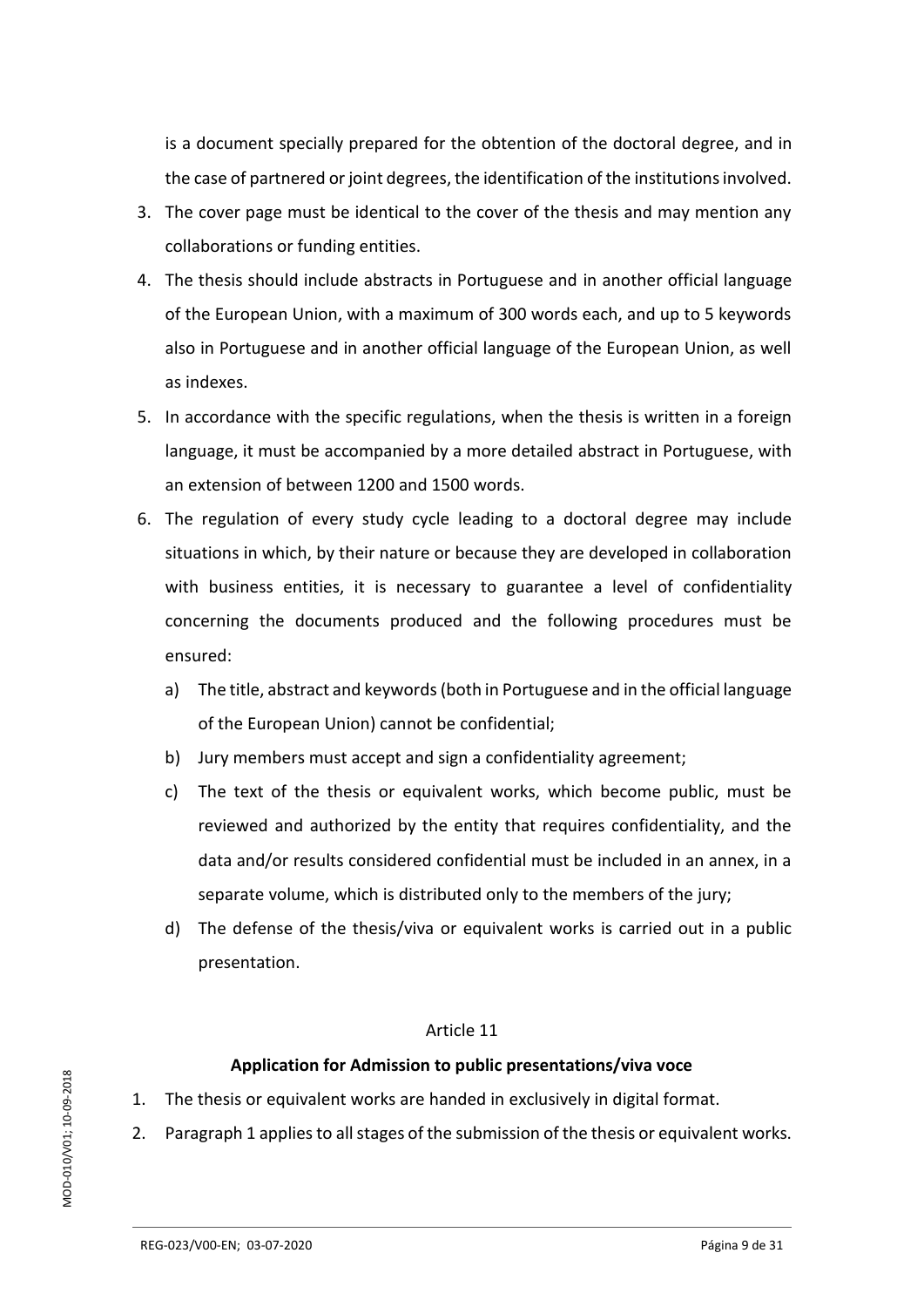is a document specially prepared for the obtention of the doctoral degree, and in the case of partnered or joint degrees, the identification of the institutions involved.

3. The cover page must be identical to the cover of the thesis and may mention any collaborations or funding entities.
4. The thesis should include abstracts in Portuguese and in another official language of the European Union, with a maximum of 300 words each, and up to 5 keywords also in Portuguese and in another official language of the European Union, as well as indexes.
5. In accordance with the specific regulations, when the thesis is written in a foreign language, it must be accompanied by a more detailed abstract in Portuguese, with an extension of between 1200 and 1500 words.
6. The regulation of every study cycle leading to a doctoral degree may include situations in which, by their nature or because they are developed in collaboration with business entities, it is necessary to guarantee a level of confidentiality concerning the documents produced and the following procedures must be ensured:
   a) The title, abstract and keywords (both in Portuguese and in the official language of the European Union) cannot be confidential;
   b) Jury members must accept and sign a confidentiality agreement;
   c) The text of the thesis or equivalent works, which become public, must be reviewed and authorized by the entity that requires confidentiality, and the data and/or results considered confidential must be included in an annex, in a separate volume, which is distributed only to the members of the jury;
   d) The defense of the thesis/viva or equivalent works is carried out in a public presentation.

Article 11

**Application for Admission to public presentations/viva voce**

1. The thesis or equivalent works are handed in exclusively in digital format.
2. Paragraph 1 applies to all stages of the submission of the thesis or equivalent works.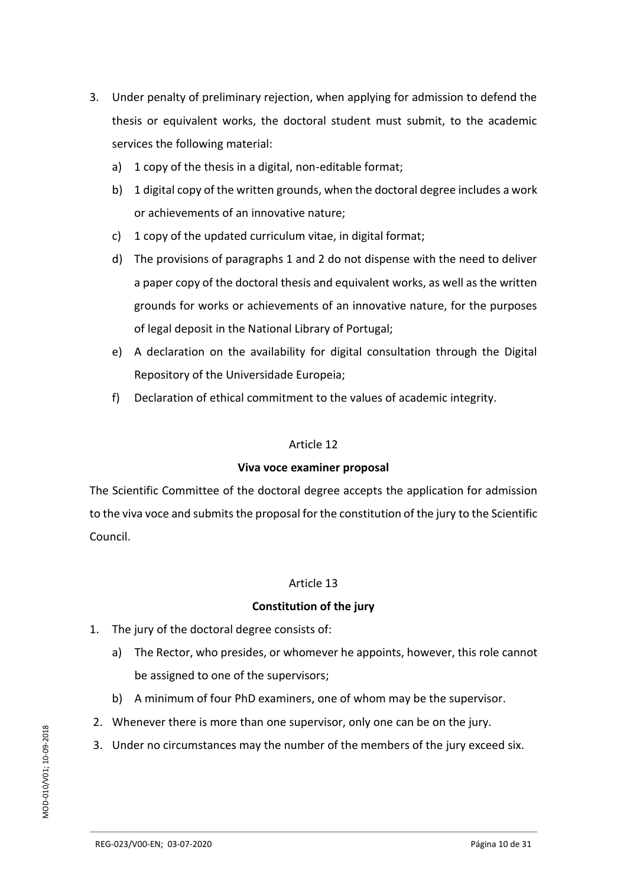3. Under penalty of preliminary rejection, when applying for admission to defend the thesis or equivalent works, the doctoral student must submit, to the academic services the following material:
   a) 1 copy of the thesis in a digital, non-editable format;
   b) 1 digital copy of the written grounds, when the doctoral degree includes a work or achievements of an innovative nature;
   c) 1 copy of the updated curriculum vitae, in digital format;
   d) The provisions of paragraphs 1 and 2 do not dispense with the need to deliver a paper copy of the doctoral thesis and equivalent works, as well as the written grounds for works or achievements of an innovative nature, for the purposes of legal deposit in the National Library of Portugal;
   e) A declaration on the availability for digital consultation through the Digital Repository of the Universidade Europeia;
   f) Declaration of ethical commitment to the values of academic integrity.

Article 12

**Viva voce examiner proposal**

The Scientific Committee of the doctoral degree accepts the application for admission to the viva voce and submits the proposal for the constitution of the jury to the Scientific Council.

Article 13

**Constitution of the jury**

1. The jury of the doctoral degree consists of:
   a) The Rector, who presides, or whomever he appoints, however, this role cannot be assigned to one of the supervisors;
   b) A minimum of four PhD examiners, one of whom may be the supervisor.
2. Whenever there is more than one supervisor, only one can be on the jury.
3. Under no circumstances may the number of the members of the jury exceed six.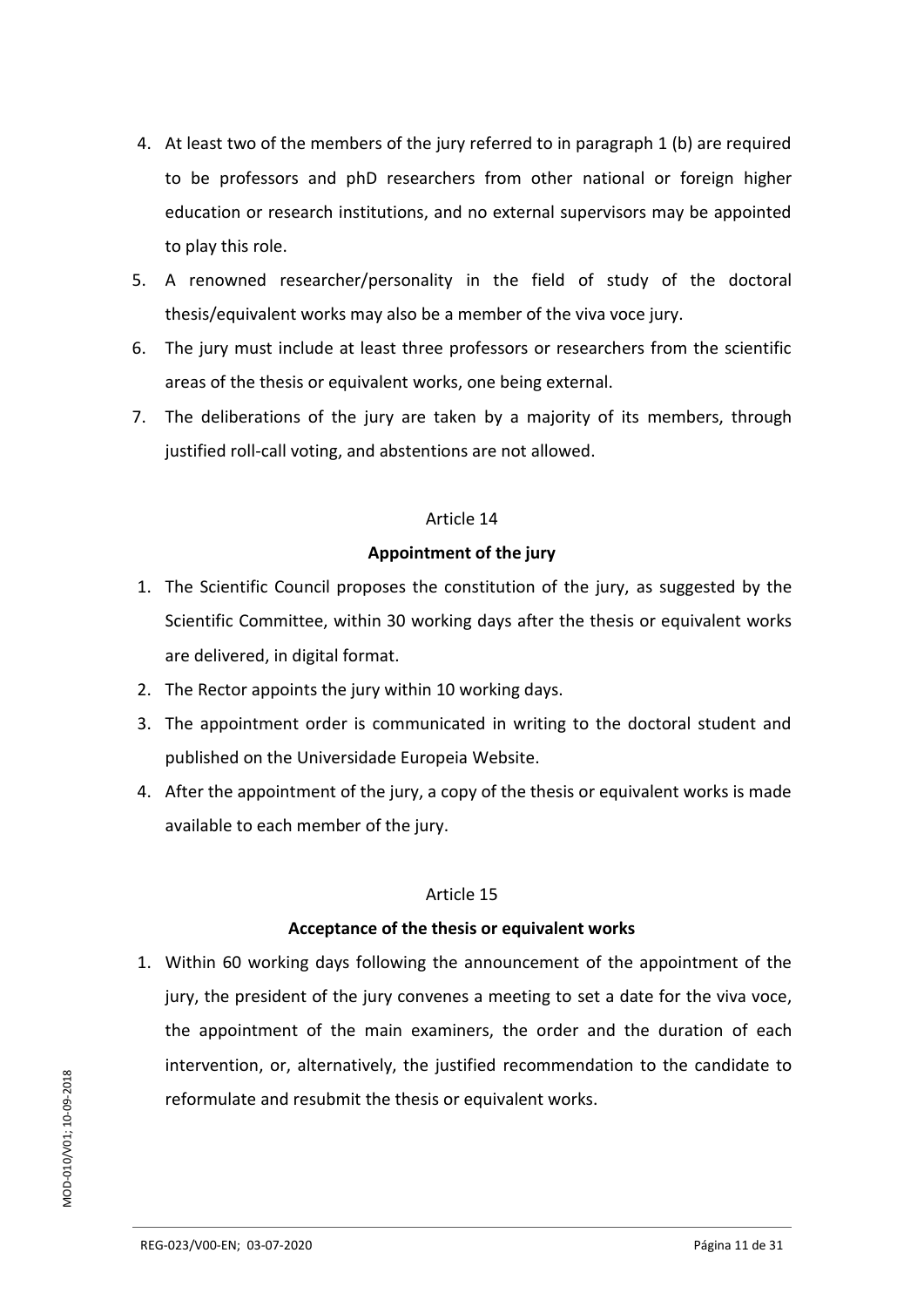4. At least two of the members of the jury referred to in paragraph 1 (b) are required to be professors and phD researchers from other national or foreign higher education or research institutions, and no external supervisors may be appointed to play this role.
5. A renowned researcher/personality in the field of study of the doctoral thesis/equivalent works may also be a member of the viva voce jury.
6. The jury must include at least three professors or researchers from the scientific areas of the thesis or equivalent works, one being external.
7. The deliberations of the jury are taken by a majority of its members, through justified roll-call voting, and abstentions are not allowed.

Article 14

**Appointment of the jury**

1. The Scientific Council proposes the constitution of the jury, as suggested by the Scientific Committee, within 30 working days after the thesis or equivalent works are delivered, in digital format.
2. The Rector appoints the jury within 10 working days.
3. The appointment order is communicated in writing to the doctoral student and published on the Universidade Europeia Website.
4. After the appointment of the jury, a copy of the thesis or equivalent works is made available to each member of the jury.

Article 15

**Acceptance of the thesis or equivalent works**

1. Within 60 working days following the announcement of the appointment of the jury, the president of the jury convenes a meeting to set a date for the viva voce, the appointment of the main examiners, the order and the duration of each intervention, or, alternatively, the justified recommendation to the candidate to reformulate and resubmit the thesis or equivalent works.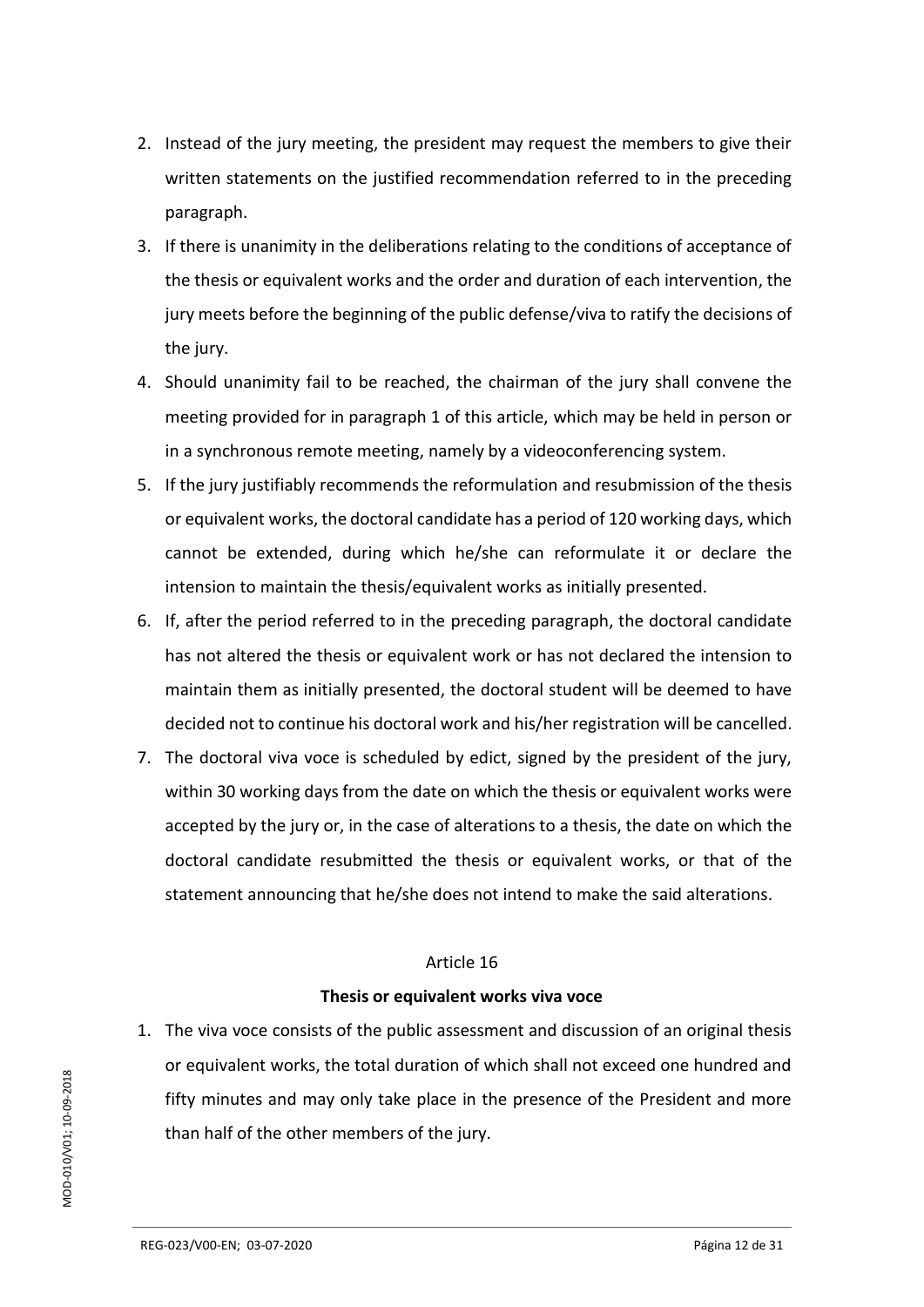2. Instead of the jury meeting, the president may request the members to give their written statements on the justified recommendation referred to in the preceding paragraph.
3. If there is unanimity in the deliberations relating to the conditions of acceptance of the thesis or equivalent works and the order and duration of each intervention, the jury meets before the beginning of the public defense/viva to ratify the decisions of the jury.
4. Should unanimity fail to be reached, the chairman of the jury shall convene the meeting provided for in paragraph 1 of this article, which may be held in person or in a synchronous remote meeting, namely by a videoconferencing system.
5. If the jury justifiably recommends the reformulation and resubmission of the thesis or equivalent works, the doctoral candidate has a period of 120 working days, which cannot be extended, during which he/she can reformulate it or declare the intension to maintain the thesis/equivalent works as initially presented.
6. If, after the period referred to in the preceding paragraph, the doctoral candidate has not altered the thesis or equivalent work or has not declared the intension to maintain them as initially presented, the doctoral student will be deemed to have decided not to continue his doctoral work and his/her registration will be cancelled.
7. The doctoral viva voce is scheduled by edict, signed by the president of the jury, within 30 working days from the date on which the thesis or equivalent works were accepted by the jury or, in the case of alterations to a thesis, the date on which the doctoral candidate resubmitted the thesis or equivalent works, or that of the statement announcing that he/she does not intend to make the said alterations.

Article 16

**Thesis or equivalent works viva voce**

1. The viva voce consists of the public assessment and discussion of an original thesis or equivalent works, the total duration of which shall not exceed one hundred and fifty minutes and may only take place in the presence of the President and more than half of the other members of the jury.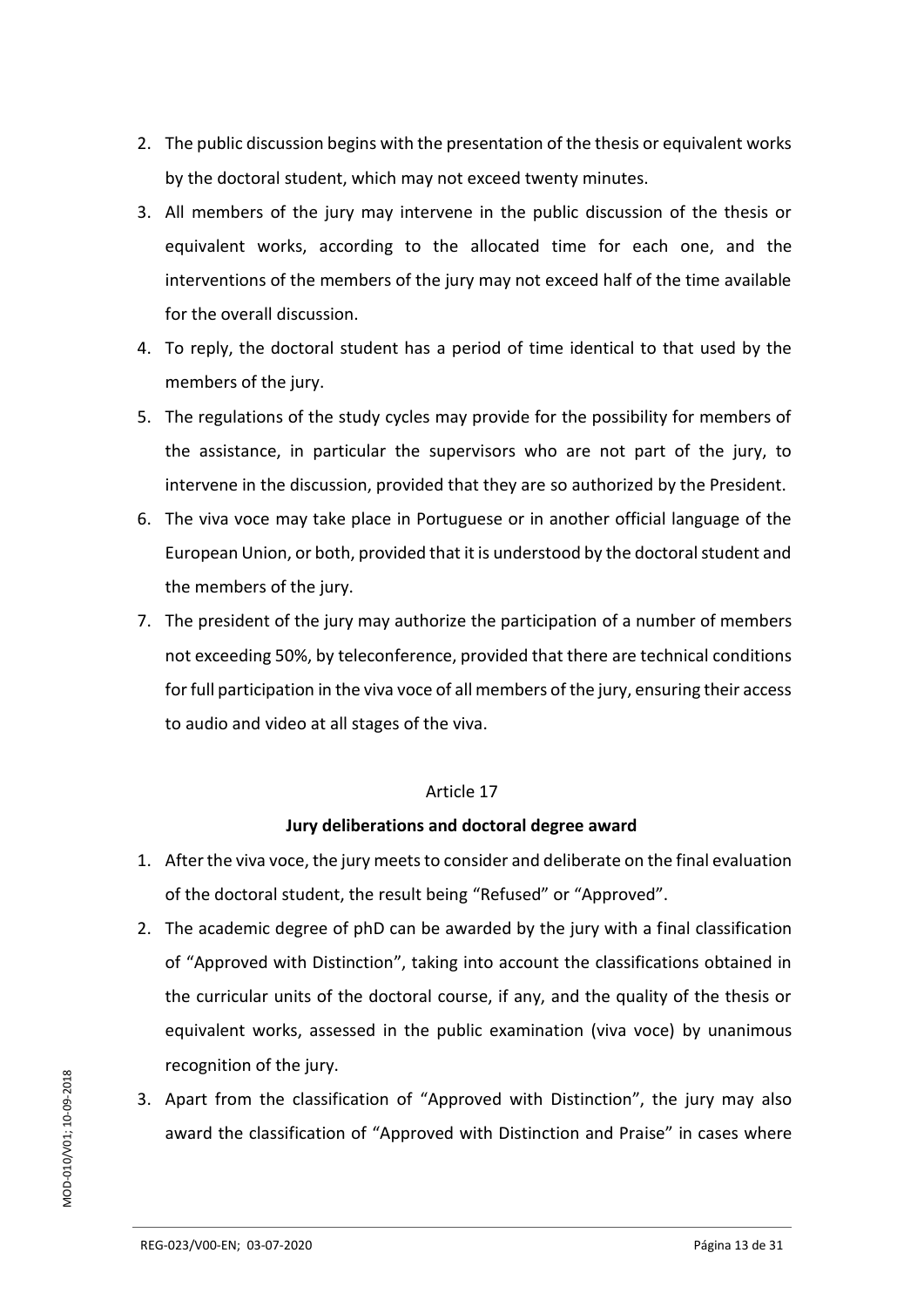2. The public discussion begins with the presentation of the thesis or equivalent works by the doctoral student, which may not exceed twenty minutes.
3. All members of the jury may intervene in the public discussion of the thesis or equivalent works, according to the allocated time for each one, and the interventions of the members of the jury may not exceed half of the time available for the overall discussion.
4. To reply, the doctoral student has a period of time identical to that used by the members of the jury.
5. The regulations of the study cycles may provide for the possibility for members of the assistance, in particular the supervisors who are not part of the jury, to intervene in the discussion, provided that they are so authorized by the President.
6. The viva voce may take place in Portuguese or in another official language of the European Union, or both, provided that it is understood by the doctoral student and the members of the jury.
7. The president of the jury may authorize the participation of a number of members not exceeding 50%, by teleconference, provided that there are technical conditions for full participation in the viva voce of all members of the jury, ensuring their access to audio and video at all stages of the viva.

Article 17

**Jury deliberations and doctoral degree award**

1. After the viva voce, the jury meets to consider and deliberate on the final evaluation of the doctoral student, the result being "Refused" or "Approved".
2. The academic degree of phD can be awarded by the jury with a final classification of "Approved with Distinction", taking into account the classifications obtained in the curricular units of the doctoral course, if any, and the quality of the thesis or equivalent works, assessed in the public examination (viva voce) by unanimous recognition of the jury.
3. Apart from the classification of "Approved with Distinction", the jury may also award the classification of "Approved with Distinction and Praise" in cases where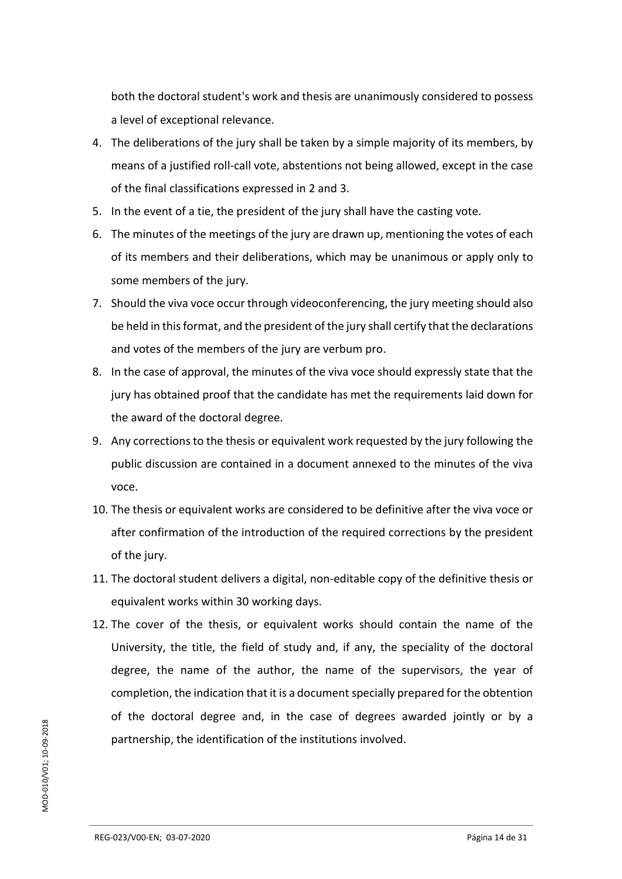both the doctoral student's work and thesis are unanimously considered to possess a level of exceptional relevance.

4. The deliberations of the jury shall be taken by a simple majority of its members, by means of a justified roll-call vote, abstentions not being allowed, except in the case of the final classifications expressed in 2 and 3.
5. In the event of a tie, the president of the jury shall have the casting vote.
6. The minutes of the meetings of the jury are drawn up, mentioning the votes of each of its members and their deliberations, which may be unanimous or apply only to some members of the jury.
7. Should the viva voce occur through videoconferencing, the jury meeting should also be held in this format, and the president of the jury shall certify that the declarations and votes of the members of the jury are verbum pro.
8. In the case of approval, the minutes of the viva voce should expressly state that the jury has obtained proof that the candidate has met the requirements laid down for the award of the doctoral degree.
9. Any corrections to the thesis or equivalent work requested by the jury following the public discussion are contained in a document annexed to the minutes of the viva voce.
10. The thesis or equivalent works are considered to be definitive after the viva voce or after confirmation of the introduction of the required corrections by the president of the jury.
11. The doctoral student delivers a digital, non-editable copy of the definitive thesis or equivalent works within 30 working days.
12. The cover of the thesis, or equivalent works should contain the name of the University, the title, the field of study and, if any, the speciality of the doctoral degree, the name of the author, the name of the supervisors, the year of completion, the indication that it is a document specially prepared for the obtention of the doctoral degree and, in the case of degrees awarded jointly or by a partnership, the identification of the institutions involved.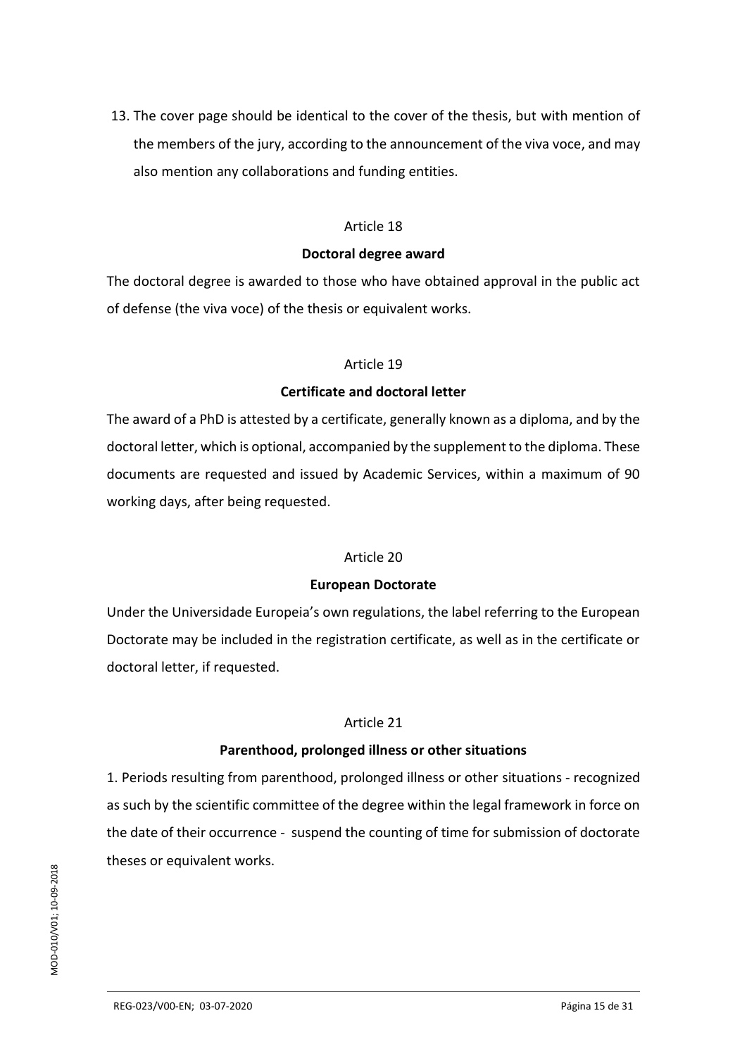13. The cover page should be identical to the cover of the thesis, but with mention of the members of the jury, according to the announcement of the viva voce, and may also mention any collaborations and funding entities.

Article 18

**Doctoral degree award**

The doctoral degree is awarded to those who have obtained approval in the public act of defense (the viva voce) of the thesis or equivalent works.

Article 19

**Certificate and doctoral letter**

The award of a PhD is attested by a certificate, generally known as a diploma, and by the doctoral letter, which is optional, accompanied by the supplement to the diploma. These documents are requested and issued by Academic Services, within a maximum of 90 working days, after being requested.

Article 20

**European Doctorate**

Under the Universidade Europeia's own regulations, the label referring to the European Doctorate may be included in the registration certificate, as well as in the certificate or doctoral letter, if requested.

Article 21

**Parenthood, prolonged illness or other situations**

1. Periods resulting from parenthood, prolonged illness or other situations - recognized as such by the scientific committee of the degree within the legal framework in force on the date of their occurrence - suspend the counting of time for submission of doctorate theses or equivalent works.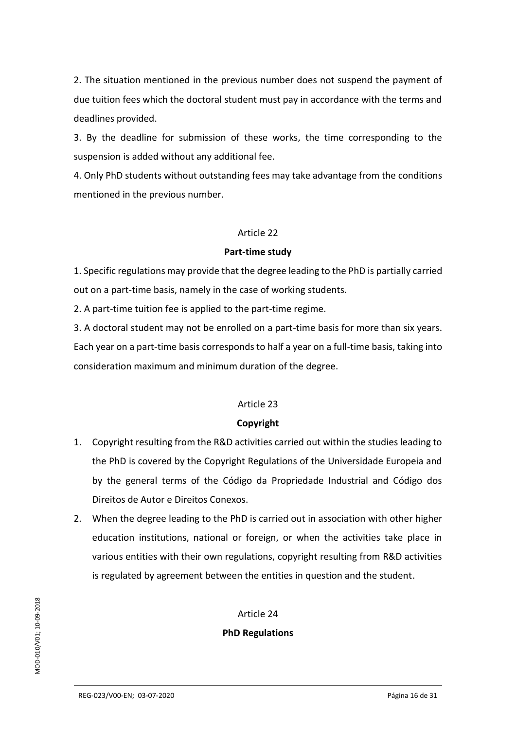2. The situation mentioned in the previous number does not suspend the payment of due tuition fees which the doctoral student must pay in accordance with the terms and deadlines provided.

3. By the deadline for submission of these works, the time corresponding to the suspension is added without any additional fee.

4. Only PhD students without outstanding fees may take advantage from the conditions mentioned in the previous number.

Article 22

**Part-time study**

1. Specific regulations may provide that the degree leading to the PhD is partially carried out on a part-time basis, namely in the case of working students.

2. A part-time tuition fee is applied to the part-time regime.

3. A doctoral student may not be enrolled on a part-time basis for more than six years. Each year on a part-time basis corresponds to half a year on a full-time basis, taking into consideration maximum and minimum duration of the degree.

Article 23

**Copyright**

1. Copyright resulting from the R&D activities carried out within the studies leading to the PhD is covered by the Copyright Regulations of the Universidade Europeia and by the general terms of the Código da Propriedade Industrial and Código dos Direitos de Autor e Direitos Conexos.
2. When the degree leading to the PhD is carried out in association with other higher education institutions, national or foreign, or when the activities take place in various entities with their own regulations, copyright resulting from R&D activities is regulated by agreement between the entities in question and the student.

Article 24

**PhD Regulations**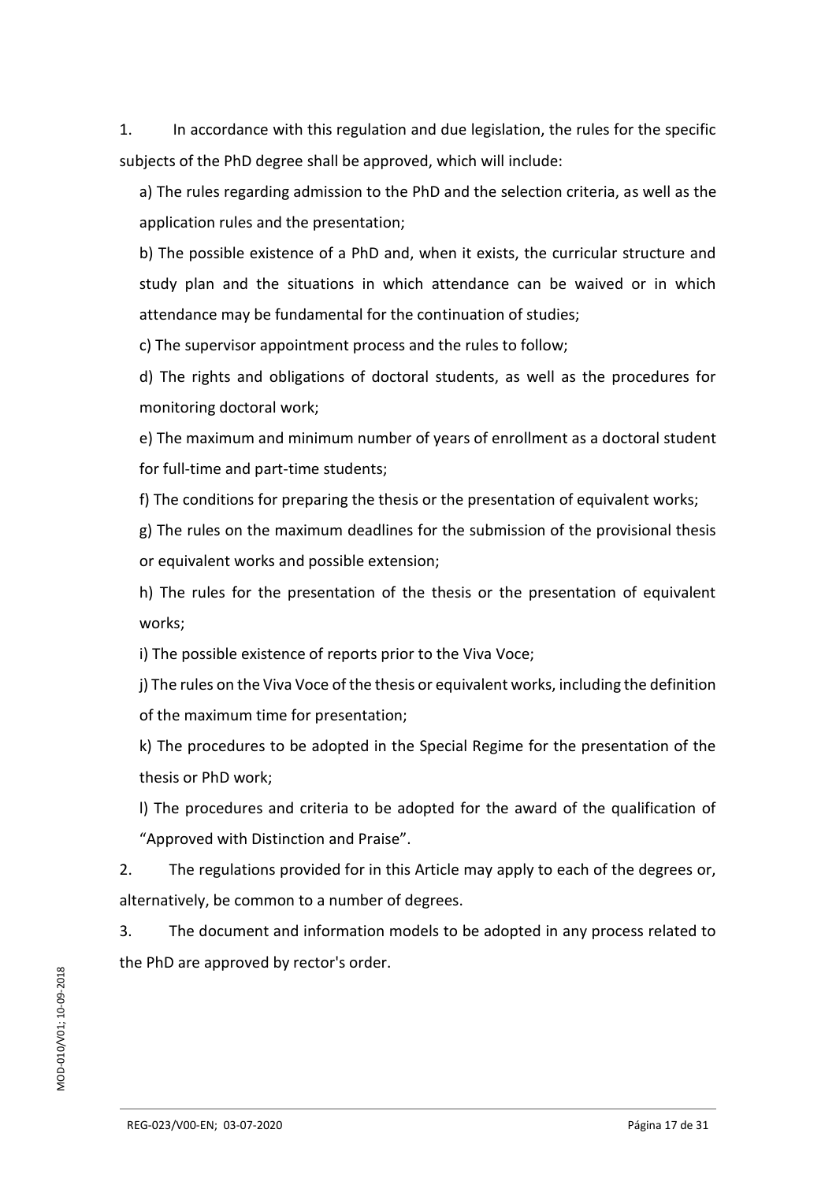1. In accordance with this regulation and due legislation, the rules for the specific subjects of the PhD degree shall be approved, which will include:

a) The rules regarding admission to the PhD and the selection criteria, as well as the application rules and the presentation;

b) The possible existence of a PhD and, when it exists, the curricular structure and study plan and the situations in which attendance can be waived or in which attendance may be fundamental for the continuation of studies;

c) The supervisor appointment process and the rules to follow;

d) The rights and obligations of doctoral students, as well as the procedures for monitoring doctoral work;

e) The maximum and minimum number of years of enrollment as a doctoral student for full-time and part-time students;

f) The conditions for preparing the thesis or the presentation of equivalent works;

g) The rules on the maximum deadlines for the submission of the provisional thesis or equivalent works and possible extension;

h) The rules for the presentation of the thesis or the presentation of equivalent works;

i) The possible existence of reports prior to the Viva Voce;

j) The rules on the Viva Voce of the thesis or equivalent works, including the definition of the maximum time for presentation;

k) The procedures to be adopted in the Special Regime for the presentation of the thesis or PhD work;

l) The procedures and criteria to be adopted for the award of the qualification of "Approved with Distinction and Praise".

2. The regulations provided for in this Article may apply to each of the degrees or, alternatively, be common to a number of degrees.

3. The document and information models to be adopted in any process related to the PhD are approved by rector's order.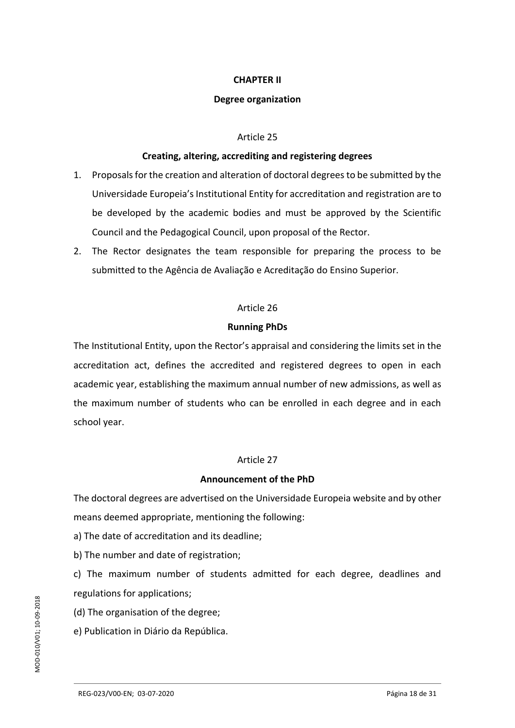## CHAPTER II

## Degree organization

Article 25

### Creating, altering, accrediting and registering degrees

1. Proposals for the creation and alteration of doctoral degrees to be submitted by the Universidade Europeia's Institutional Entity for accreditation and registration are to be developed by the academic bodies and must be approved by the Scientific Council and the Pedagogical Council, upon proposal of the Rector.
2. The Rector designates the team responsible for preparing the process to be submitted to the Agência de Avaliação e Acreditação do Ensino Superior.

Article 26

### Running PhDs

The Institutional Entity, upon the Rector's appraisal and considering the limits set in the accreditation act, defines the accredited and registered degrees to open in each academic year, establishing the maximum annual number of new admissions, as well as the maximum number of students who can be enrolled in each degree and in each school year.

Article 27

### Announcement of the PhD

The doctoral degrees are advertised on the Universidade Europeia website and by other means deemed appropriate, mentioning the following:

a) The date of accreditation and its deadline;

b) The number and date of registration;

c) The maximum number of students admitted for each degree, deadlines and regulations for applications;

(d) The organisation of the degree;

e) Publication in Diário da República.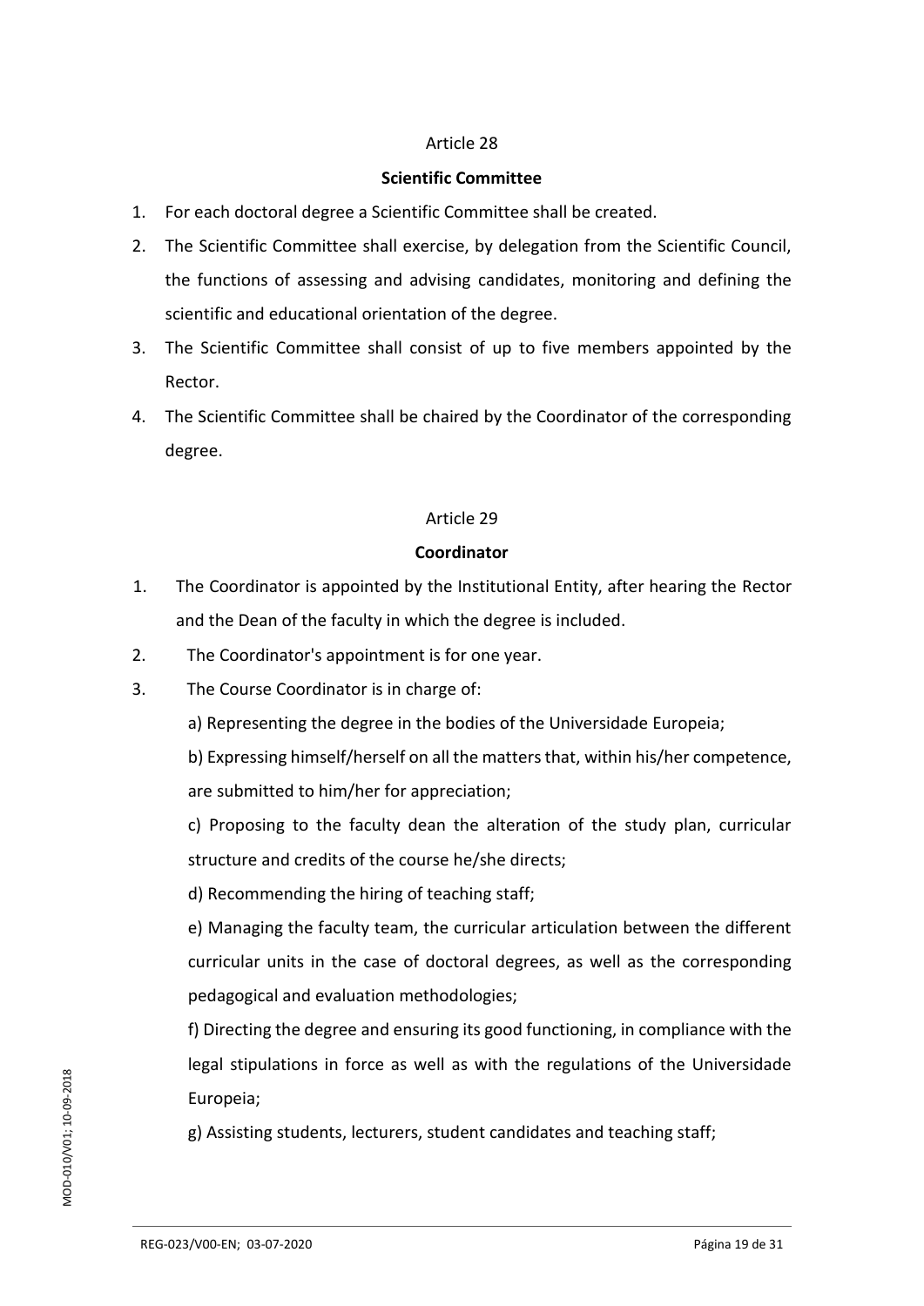Article 28

**Scientific Committee**

1. For each doctoral degree a Scientific Committee shall be created.
2. The Scientific Committee shall exercise, by delegation from the Scientific Council, the functions of assessing and advising candidates, monitoring and defining the scientific and educational orientation of the degree.
3. The Scientific Committee shall consist of up to five members appointed by the Rector.
4. The Scientific Committee shall be chaired by the Coordinator of the corresponding degree.

Article 29

**Coordinator**

1. The Coordinator is appointed by the Institutional Entity, after hearing the Rector and the Dean of the faculty in which the degree is included.
2. The Coordinator's appointment is for one year.
3. The Course Coordinator is in charge of:

   a) Representing the degree in the bodies of the Universidade Europeia;

   b) Expressing himself/herself on all the matters that, within his/her competence, are submitted to him/her for appreciation;

   c) Proposing to the faculty dean the alteration of the study plan, curricular structure and credits of the course he/she directs;

   d) Recommending the hiring of teaching staff;

   e) Managing the faculty team, the curricular articulation between the different curricular units in the case of doctoral degrees, as well as the corresponding pedagogical and evaluation methodologies;

   f) Directing the degree and ensuring its good functioning, in compliance with the legal stipulations in force as well as with the regulations of the Universidade Europeia;

   g) Assisting students, lecturers, student candidates and teaching staff;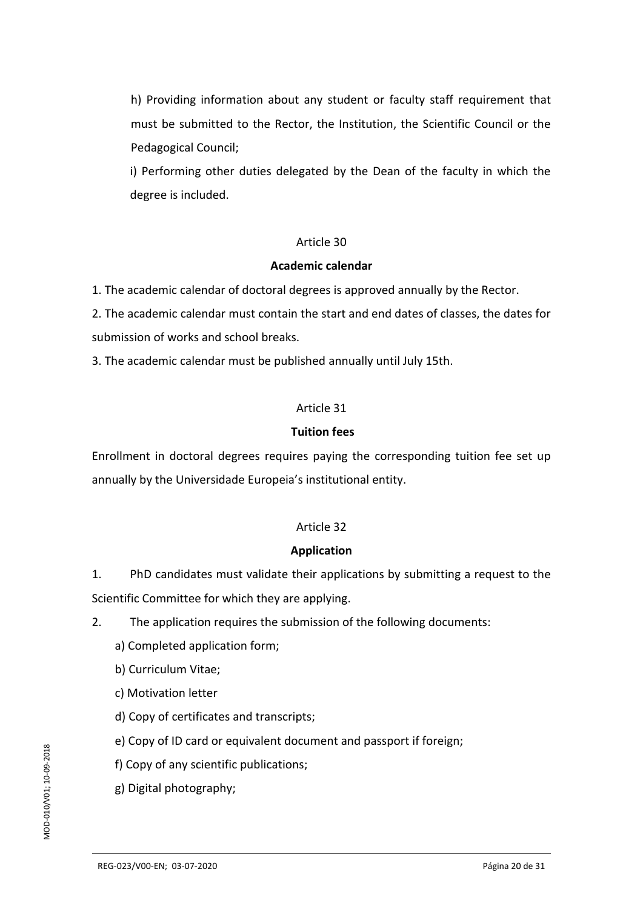h) Providing information about any student or faculty staff requirement that must be submitted to the Rector, the Institution, the Scientific Council or the Pedagogical Council;

i) Performing other duties delegated by the Dean of the faculty in which the degree is included.

Article 30

**Academic calendar**

1. The academic calendar of doctoral degrees is approved annually by the Rector.
2. The academic calendar must contain the start and end dates of classes, the dates for submission of works and school breaks.
3. The academic calendar must be published annually until July 15th.

Article 31

**Tuition fees**

Enrollment in doctoral degrees requires paying the corresponding tuition fee set up annually by the Universidade Europeia's institutional entity.

Article 32

**Application**

1. PhD candidates must validate their applications by submitting a request to the Scientific Committee for which they are applying.
2. The application requires the submission of the following documents:

   a) Completed application form;

   b) Curriculum Vitae;

   c) Motivation letter

   d) Copy of certificates and transcripts;

   e) Copy of ID card or equivalent document and passport if foreign;

   f) Copy of any scientific publications;

   g) Digital photography;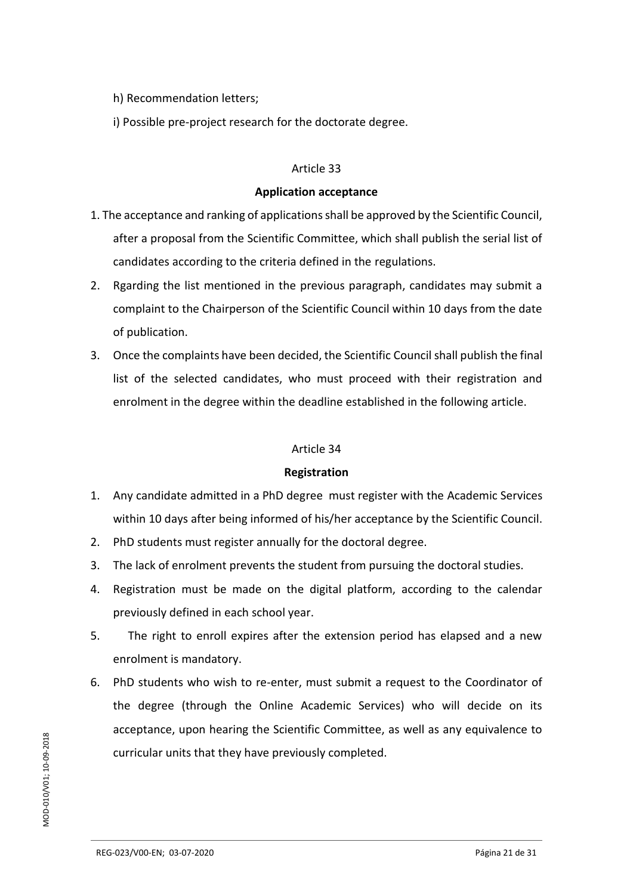h) Recommendation letters;

i) Possible pre-project research for the doctorate degree.

Article 33

**Application acceptance**

1. The acceptance and ranking of applications shall be approved by the Scientific Council, after a proposal from the Scientific Committee, which shall publish the serial list of candidates according to the criteria defined in the regulations.
2. Rgarding the list mentioned in the previous paragraph, candidates may submit a complaint to the Chairperson of the Scientific Council within 10 days from the date of publication.
3. Once the complaints have been decided, the Scientific Council shall publish the final list of the selected candidates, who must proceed with their registration and enrolment in the degree within the deadline established in the following article.

Article 34

**Registration**

1. Any candidate admitted in a PhD degree must register with the Academic Services within 10 days after being informed of his/her acceptance by the Scientific Council.
2. PhD students must register annually for the doctoral degree.
3. The lack of enrolment prevents the student from pursuing the doctoral studies.
4. Registration must be made on the digital platform, according to the calendar previously defined in each school year.
5. The right to enroll expires after the extension period has elapsed and a new enrolment is mandatory.
6. PhD students who wish to re-enter, must submit a request to the Coordinator of the degree (through the Online Academic Services) who will decide on its acceptance, upon hearing the Scientific Committee, as well as any equivalence to curricular units that they have previously completed.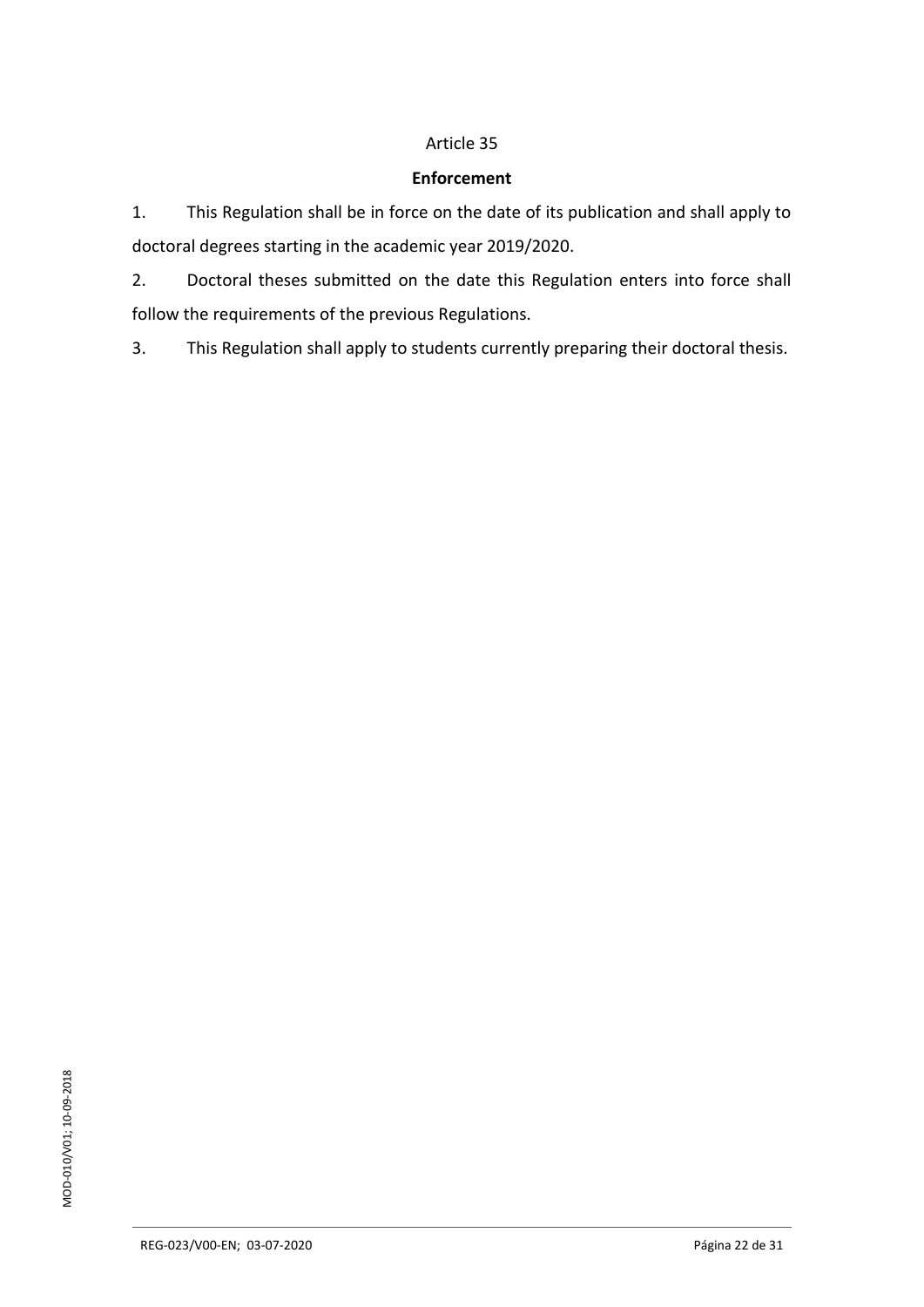Article 35

**Enforcement**

1. This Regulation shall be in force on the date of its publication and shall apply to doctoral degrees starting in the academic year 2019/2020.

2. Doctoral theses submitted on the date this Regulation enters into force shall follow the requirements of the previous Regulations.

3. This Regulation shall apply to students currently preparing their doctoral thesis.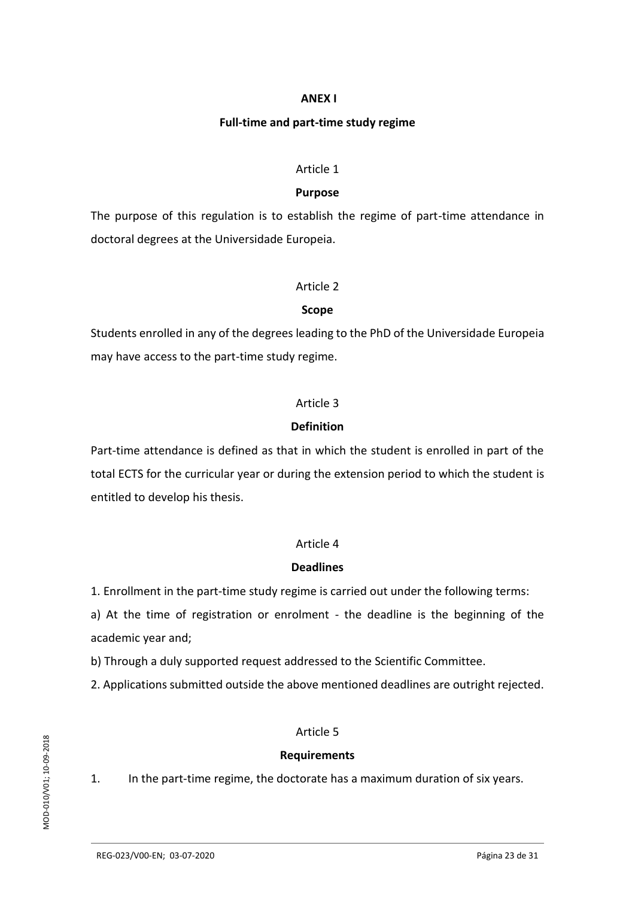# ANEX I

## Full-time and part-time study regime

Article 1

### Purpose

The purpose of this regulation is to establish the regime of part-time attendance in doctoral degrees at the Universidade Europeia.

Article 2

### Scope

Students enrolled in any of the degrees leading to the PhD of the Universidade Europeia may have access to the part-time study regime.

Article 3

### Definition

Part-time attendance is defined as that in which the student is enrolled in part of the total ECTS for the curricular year or during the extension period to which the student is entitled to develop his thesis.

Article 4

### Deadlines

1. Enrollment in the part-time study regime is carried out under the following terms:

a) At the time of registration or enrolment - the deadline is the beginning of the academic year and;

b) Through a duly supported request addressed to the Scientific Committee.

2. Applications submitted outside the above mentioned deadlines are outright rejected.

Article 5

### Requirements

1. In the part-time regime, the doctorate has a maximum duration of six years.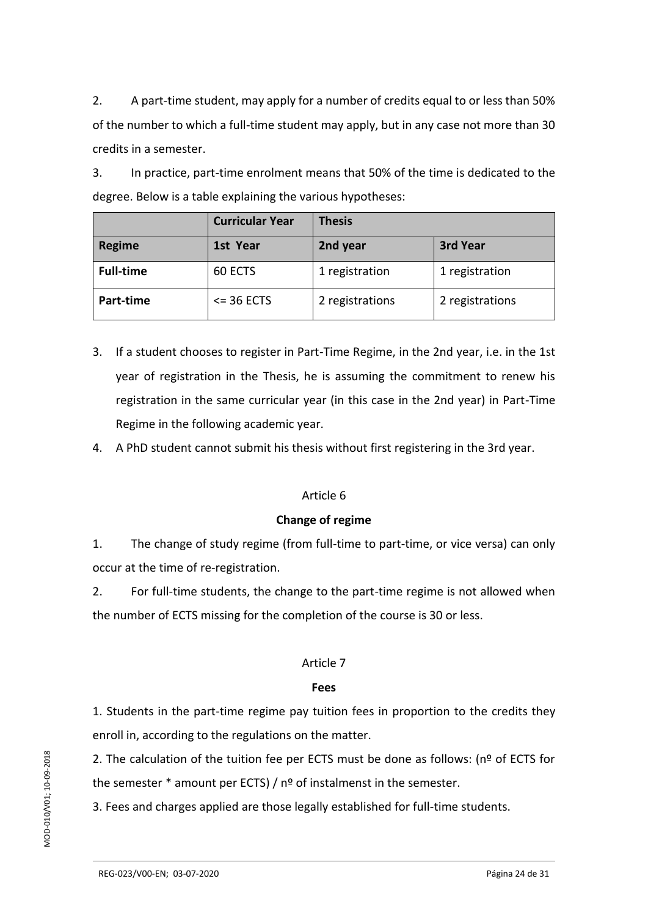2. A part-time student, may apply for a number of credits equal to or less than 50% of the number to which a full-time student may apply, but in any case not more than 30 credits in a semester.

3. In practice, part-time enrolment means that 50% of the time is dedicated to the degree. Below is a table explaining the various hypotheses:

| | **Curricular Year** | **Thesis** | |
|---|---|---|---|
| **Regime** | **1st Year** | **2nd year** | **3rd Year** |
| **Full-time** | 60 ECTS | 1 registration | 1 registration |
| **Part-time** | <= 36 ECTS | 2 registrations | 2 registrations |

3. If a student chooses to register in Part-Time Regime, in the 2nd year, i.e. in the 1st year of registration in the Thesis, he is assuming the commitment to renew his registration in the same curricular year (in this case in the 2nd year) in Part-Time Regime in the following academic year.
4. A PhD student cannot submit his thesis without first registering in the 3rd year.

Article 6

**Change of regime**

1. The change of study regime (from full-time to part-time, or vice versa) can only occur at the time of re-registration.

2. For full-time students, the change to the part-time regime is not allowed when the number of ECTS missing for the completion of the course is 30 or less.

Article 7

**Fees**

1. Students in the part-time regime pay tuition fees in proportion to the credits they enroll in, according to the regulations on the matter.

2. The calculation of the tuition fee per ECTS must be done as follows: (nº of ECTS for the semester * amount per ECTS) / nº of instalmenst in the semester.

3. Fees and charges applied are those legally established for full-time students.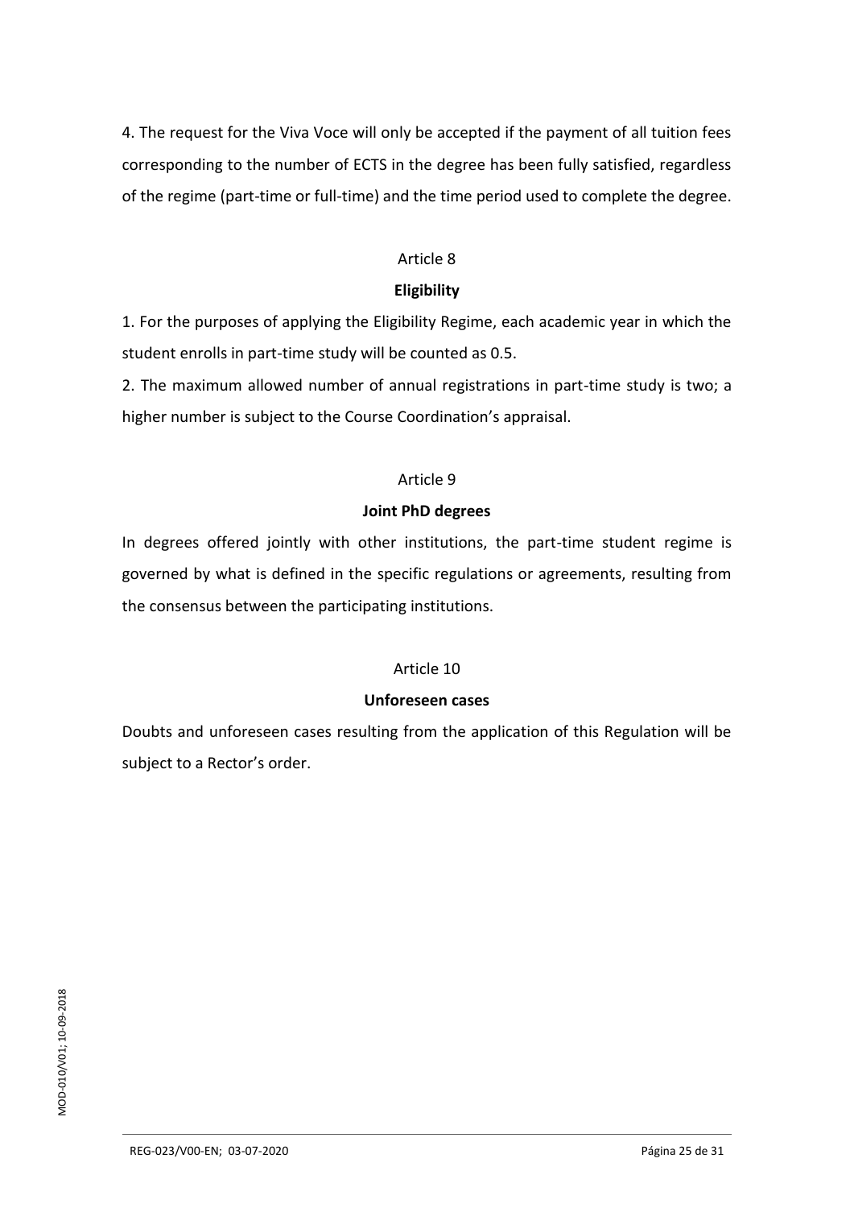4. The request for the Viva Voce will only be accepted if the payment of all tuition fees corresponding to the number of ECTS in the degree has been fully satisfied, regardless of the regime (part-time or full-time) and the time period used to complete the degree.

Article 8

**Eligibility**

1. For the purposes of applying the Eligibility Regime, each academic year in which the student enrolls in part-time study will be counted as 0.5.

2. The maximum allowed number of annual registrations in part-time study is two; a higher number is subject to the Course Coordination's appraisal.

Article 9

**Joint PhD degrees**

In degrees offered jointly with other institutions, the part-time student regime is governed by what is defined in the specific regulations or agreements, resulting from the consensus between the participating institutions.

Article 10

**Unforeseen cases**

Doubts and unforeseen cases resulting from the application of this Regulation will be subject to a Rector's order.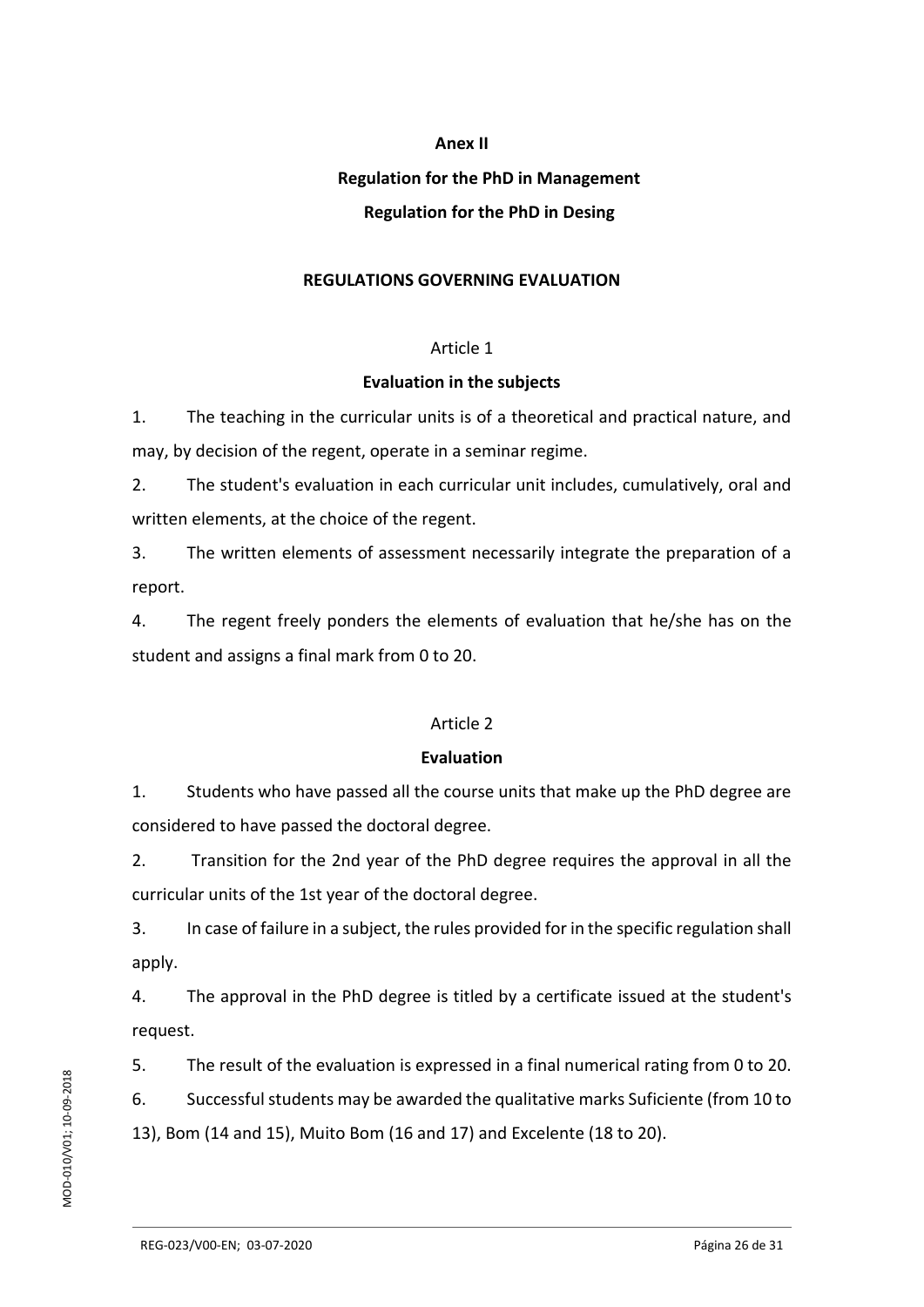**Anex II**

**Regulation for the PhD in Management**

**Regulation for the PhD in Desing**

## REGULATIONS GOVERNING EVALUATION

Article 1

### Evaluation in the subjects

1. The teaching in the curricular units is of a theoretical and practical nature, and may, by decision of the regent, operate in a seminar regime.
2. The student's evaluation in each curricular unit includes, cumulatively, oral and written elements, at the choice of the regent.
3. The written elements of assessment necessarily integrate the preparation of a report.
4. The regent freely ponders the elements of evaluation that he/she has on the student and assigns a final mark from 0 to 20.

Article 2

### Evaluation

1. Students who have passed all the course units that make up the PhD degree are considered to have passed the doctoral degree.
2. Transition for the 2nd year of the PhD degree requires the approval in all the curricular units of the 1st year of the doctoral degree.
3. In case of failure in a subject, the rules provided for in the specific regulation shall apply.
4. The approval in the PhD degree is titled by a certificate issued at the student's request.
5. The result of the evaluation is expressed in a final numerical rating from 0 to 20.
6. Successful students may be awarded the qualitative marks Suficiente (from 10 to 13), Bom (14 and 15), Muito Bom (16 and 17) and Excelente (18 to 20).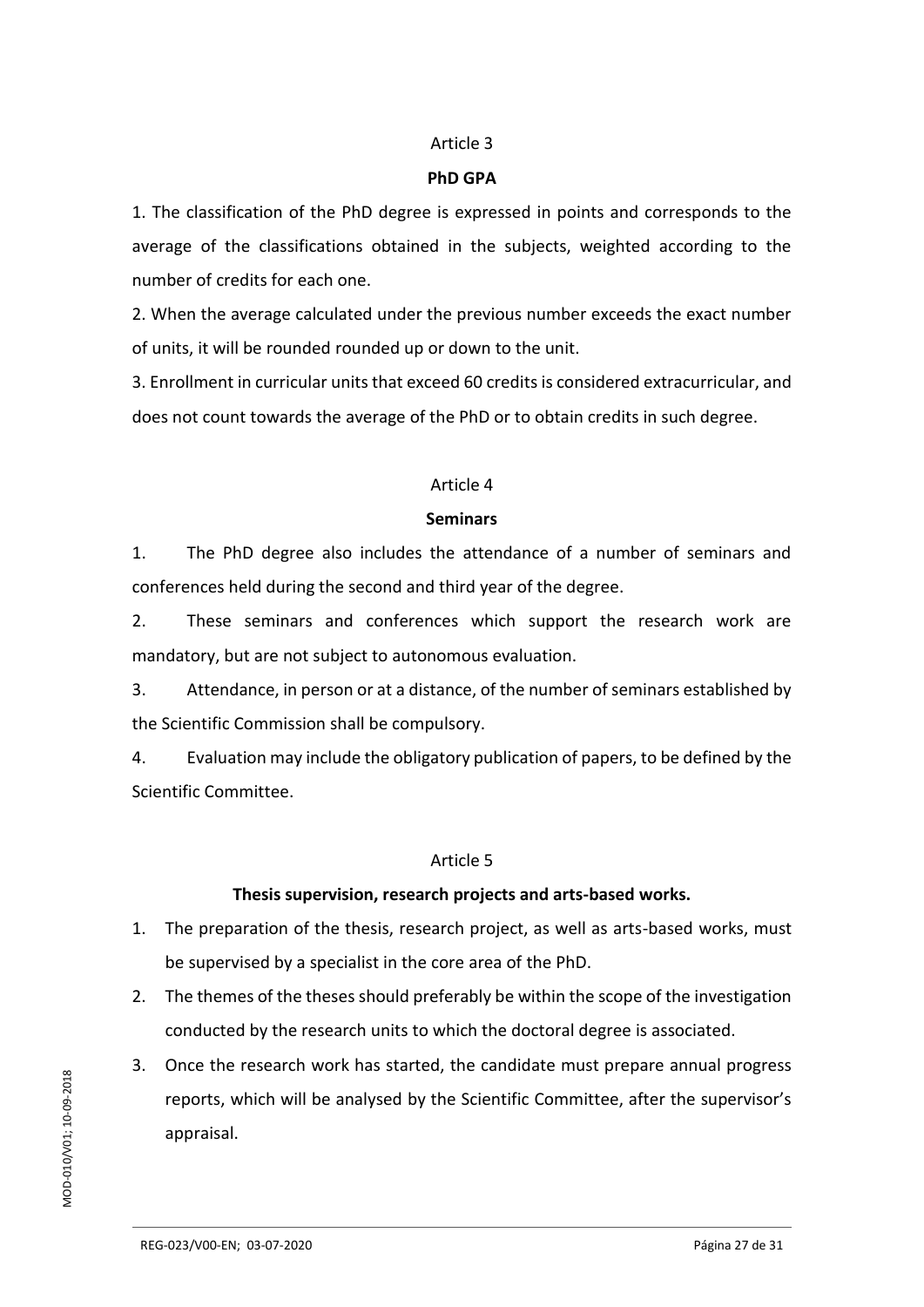Article 3

**PhD GPA**

1. The classification of the PhD degree is expressed in points and corresponds to the average of the classifications obtained in the subjects, weighted according to the number of credits for each one.

2. When the average calculated under the previous number exceeds the exact number of units, it will be rounded rounded up or down to the unit.

3. Enrollment in curricular units that exceed 60 credits is considered extracurricular, and does not count towards the average of the PhD or to obtain credits in such degree.

Article 4

**Seminars**

1. The PhD degree also includes the attendance of a number of seminars and conferences held during the second and third year of the degree.
2. These seminars and conferences which support the research work are mandatory, but are not subject to autonomous evaluation.
3. Attendance, in person or at a distance, of the number of seminars established by the Scientific Commission shall be compulsory.
4. Evaluation may include the obligatory publication of papers, to be defined by the Scientific Committee.

Article 5

**Thesis supervision, research projects and arts-based works.**

1. The preparation of the thesis, research project, as well as arts-based works, must be supervised by a specialist in the core area of the PhD.
2. The themes of the theses should preferably be within the scope of the investigation conducted by the research units to which the doctoral degree is associated.
3. Once the research work has started, the candidate must prepare annual progress reports, which will be analysed by the Scientific Committee, after the supervisor's appraisal.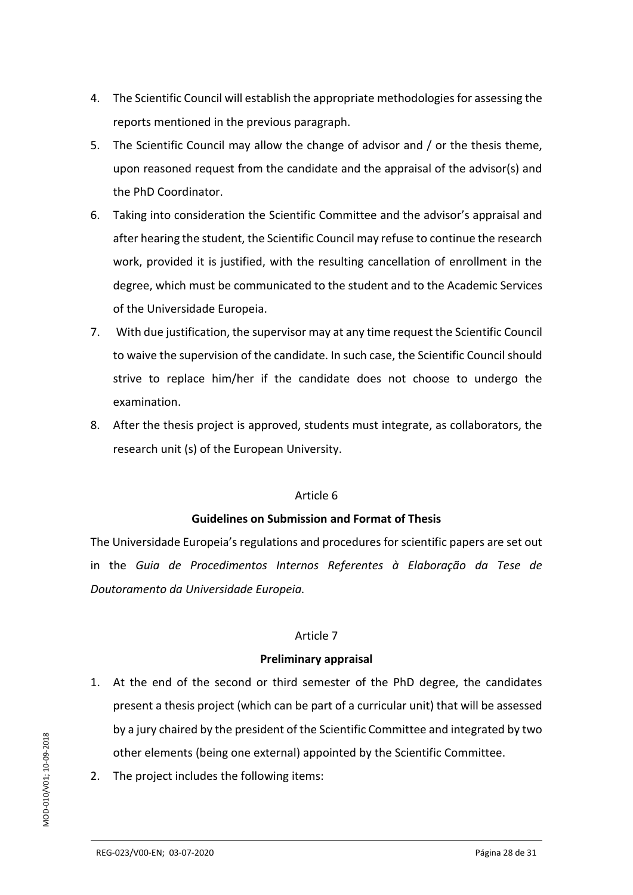4. The Scientific Council will establish the appropriate methodologies for assessing the reports mentioned in the previous paragraph.
5. The Scientific Council may allow the change of advisor and / or the thesis theme, upon reasoned request from the candidate and the appraisal of the advisor(s) and the PhD Coordinator.
6. Taking into consideration the Scientific Committee and the advisor's appraisal and after hearing the student, the Scientific Council may refuse to continue the research work, provided it is justified, with the resulting cancellation of enrollment in the degree, which must be communicated to the student and to the Academic Services of the Universidade Europeia.
7. With due justification, the supervisor may at any time request the Scientific Council to waive the supervision of the candidate. In such case, the Scientific Council should strive to replace him/her if the candidate does not choose to undergo the examination.
8. After the thesis project is approved, students must integrate, as collaborators, the research unit (s) of the European University.

Article 6

**Guidelines on Submission and Format of Thesis**

The Universidade Europeia's regulations and procedures for scientific papers are set out in the *Guia de Procedimentos Internos Referentes à Elaboração da Tese de Doutoramento da Universidade Europeia.*

Article 7

**Preliminary appraisal**

1. At the end of the second or third semester of the PhD degree, the candidates present a thesis project (which can be part of a curricular unit) that will be assessed by a jury chaired by the president of the Scientific Committee and integrated by two other elements (being one external) appointed by the Scientific Committee.
2. The project includes the following items: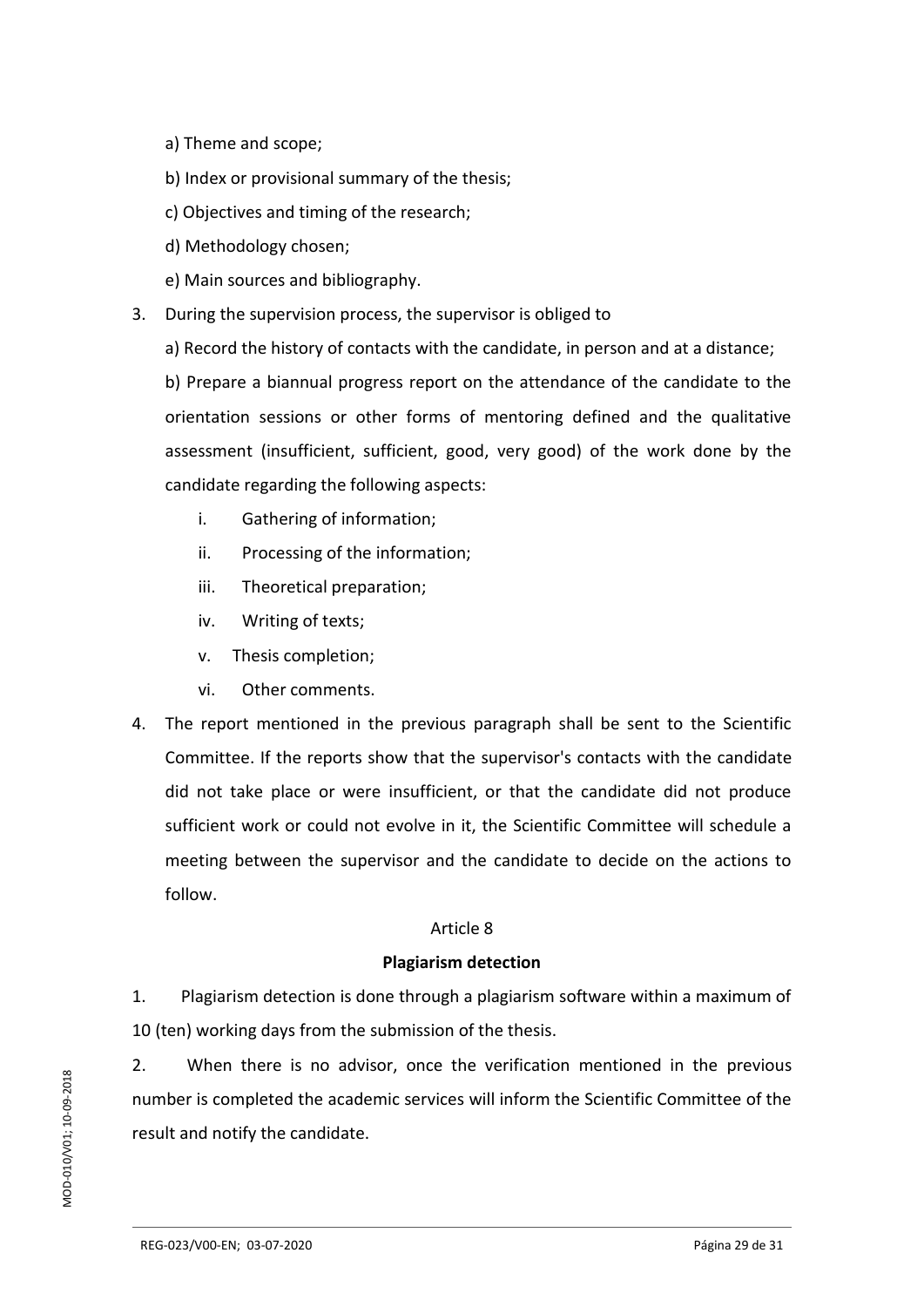a) Theme and scope;

b) Index or provisional summary of the thesis;

c) Objectives and timing of the research;

d) Methodology chosen;

e) Main sources and bibliography.

3. During the supervision process, the supervisor is obliged to

   a) Record the history of contacts with the candidate, in person and at a distance;

   b) Prepare a biannual progress report on the attendance of the candidate to the orientation sessions or other forms of mentoring defined and the qualitative assessment (insufficient, sufficient, good, very good) of the work done by the candidate regarding the following aspects:

      i. Gathering of information;

      ii. Processing of the information;

      iii. Theoretical preparation;

      iv. Writing of texts;

      v. Thesis completion;

      vi. Other comments.

4. The report mentioned in the previous paragraph shall be sent to the Scientific Committee. If the reports show that the supervisor's contacts with the candidate did not take place or were insufficient, or that the candidate did not produce sufficient work or could not evolve in it, the Scientific Committee will schedule a meeting between the supervisor and the candidate to decide on the actions to follow.

Article 8

**Plagiarism detection**

1. Plagiarism detection is done through a plagiarism software within a maximum of 10 (ten) working days from the submission of the thesis.

2. When there is no advisor, once the verification mentioned in the previous number is completed the academic services will inform the Scientific Committee of the result and notify the candidate.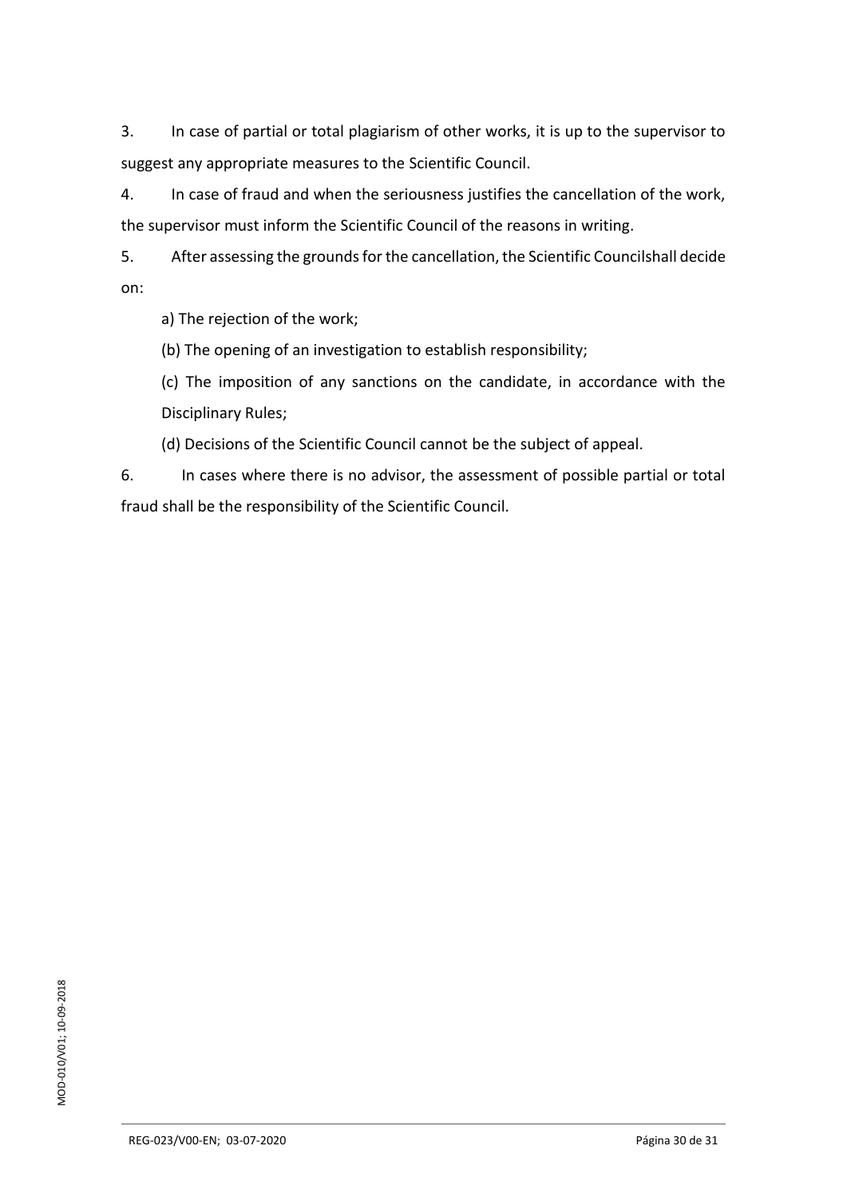3. In case of partial or total plagiarism of other works, it is up to the supervisor to suggest any appropriate measures to the Scientific Council.

4. In case of fraud and when the seriousness justifies the cancellation of the work, the supervisor must inform the Scientific Council of the reasons in writing.

5. After assessing the grounds for the cancellation, the Scientific Councilshall decide on:

a) The rejection of the work;

(b) The opening of an investigation to establish responsibility;

(c) The imposition of any sanctions on the candidate, in accordance with the Disciplinary Rules;

(d) Decisions of the Scientific Council cannot be the subject of appeal.

6. In cases where there is no advisor, the assessment of possible partial or total fraud shall be the responsibility of the Scientific Council.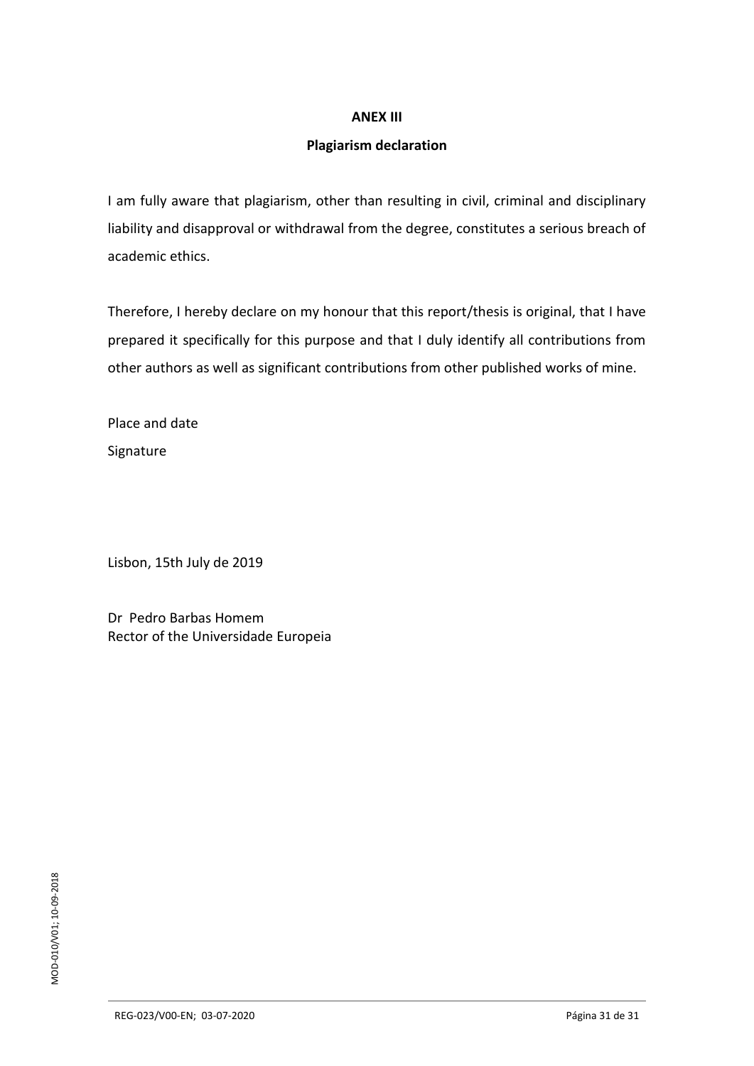**ANEX III**

**Plagiarism declaration**

I am fully aware that plagiarism, other than resulting in civil, criminal and disciplinary liability and disapproval or withdrawal from the degree, constitutes a serious breach of academic ethics.

Therefore, I hereby declare on my honour that this report/thesis is original, that I have prepared it specifically for this purpose and that I duly identify all contributions from other authors as well as significant contributions from other published works of mine.

Place and date

Signature

Lisbon, 15th July de 2019

Dr Pedro Barbas Homem
Rector of the Universidade Europeia